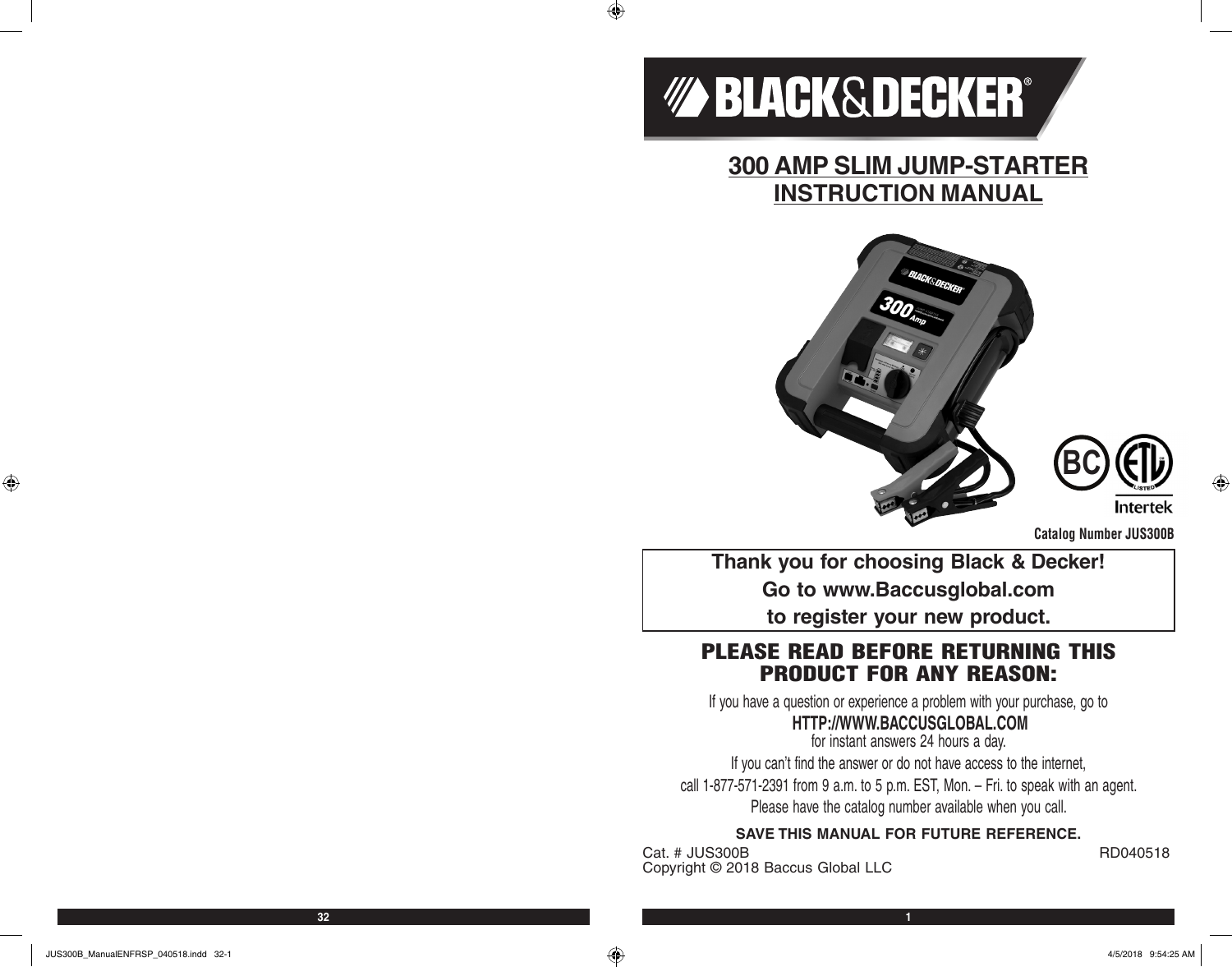# BLACK&DECKER®

## 300 AMP SLIM JUMP-STARTER
## INSTRUCTION MANUAL

**Catalog Number JUS300B**

**Thank you for choosing Black & Decker!**
**Go to www.Baccusglobal.com**
**to register your new product.**

## PLEASE READ BEFORE RETURNING THIS PRODUCT FOR ANY REASON:

If you have a question or experience a problem with your purchase, go to

**HTTP://WWW.BACCUSGLOBAL.COM**

for instant answers 24 hours a day.

If you can't find the answer or do not have access to the internet, call 1-877-571-2391 from 9 a.m. to 5 p.m. EST, Mon. – Fri. to speak with an agent. Please have the catalog number available when you call.

**SAVE THIS MANUAL FOR FUTURE REFERENCE.**

Cat. # JUS300B RD040518

Copyright © 2018 Baccus Global LLC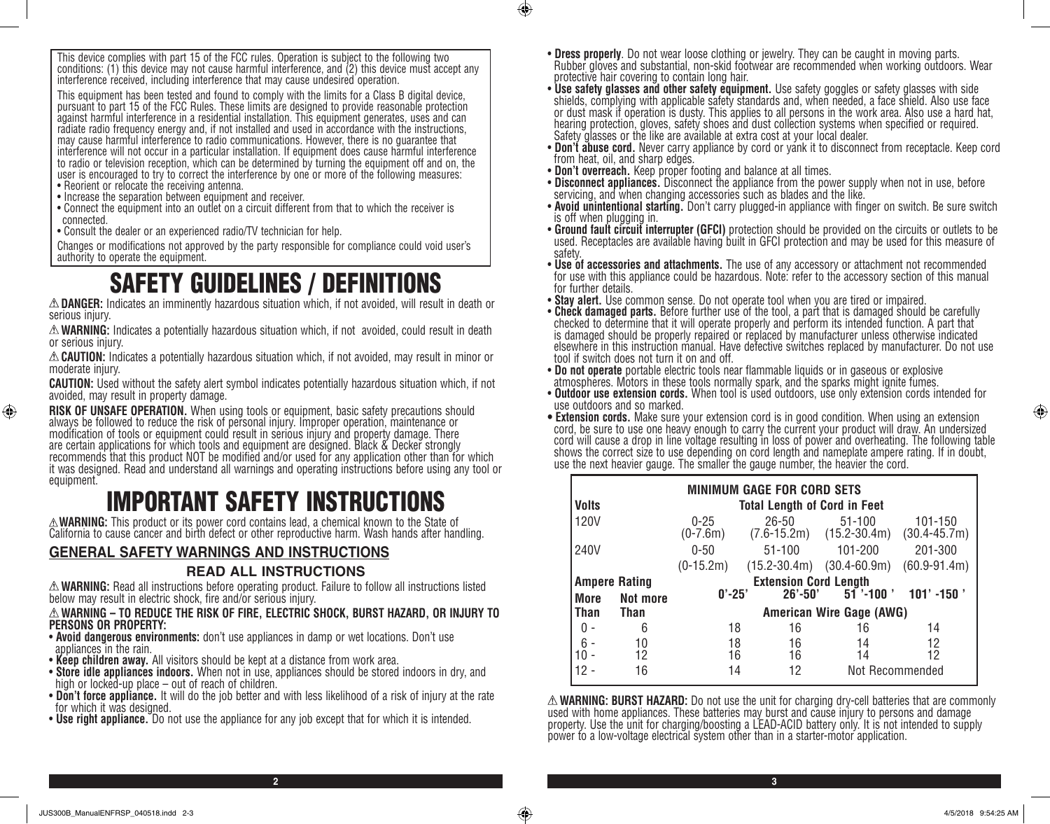This device complies with part 15 of the FCC rules. Operation is subject to the following two conditions: (1) this device may not cause harmful interference, and (2) this device must accept any interference received, including interference that may cause undesired operation.

This equipment has been tested and found to comply with the limits for a Class B digital device, pursuant to part 15 of the FCC Rules. These limits are designed to provide reasonable protection against harmful interference in a residential installation. This equipment generates, uses and can radiate radio frequency energy and, if not installed and used in accordance with the instructions, may cause harmful interference to radio communications. However, there is no guarantee that interference will not occur in a particular installation. If equipment does cause harmful interference to radio or television reception, which can be determined by turning the equipment off and on, the user is encouraged to try to correct the interference by one or more of the following measures:

- Reorient or relocate the receiving antenna.
- Increase the separation between equipment and receiver.
- Connect the equipment into an outlet on a circuit different from that to which the receiver is connected.
- Consult the dealer or an experienced radio/TV technician for help.

Changes or modifications not approved by the party responsible for compliance could void user's authority to operate the equipment.

# SAFETY GUIDELINES / DEFINITIONS

⚠ **DANGER:** Indicates an imminently hazardous situation which, if not avoided, will result in death or serious injury.

⚠ **WARNING:** Indicates a potentially hazardous situation which, if not avoided, could result in death or serious injury.

⚠ **CAUTION:** Indicates a potentially hazardous situation which, if not avoided, may result in minor or moderate injury.

**CAUTION:** Used without the safety alert symbol indicates potentially hazardous situation which, if not avoided, may result in property damage.

**RISK OF UNSAFE OPERATION.** When using tools or equipment, basic safety precautions should always be followed to reduce the risk of personal injury. Improper operation, maintenance or modification of tools or equipment could result in serious injury and property damage. There are certain applications for which tools and equipment are designed. Black & Decker strongly recommends that this product NOT be modified and/or used for any application other than for which it was designed. Read and understand all warnings and operating instructions before using any tool or equipment.

# IMPORTANT SAFETY INSTRUCTIONS

⚠ **WARNING:** This product or its power cord contains lead, a chemical known to the State of California to cause cancer and birth defect or other reproductive harm. Wash hands after handling.

## GENERAL SAFETY WARNINGS AND INSTRUCTIONS

### READ ALL INSTRUCTIONS

⚠ **WARNING:** Read all instructions before operating product. Failure to follow all instructions listed below may result in electric shock, fire and/or serious injury.

⚠ **WARNING – TO REDUCE THE RISK OF FIRE, ELECTRIC SHOCK, BURST HAZARD, OR INJURY TO PERSONS OR PROPERTY:**

- **Avoid dangerous environments:** don't use appliances in damp or wet locations. Don't use appliances in the rain.
- **Keep children away.** All visitors should be kept at a distance from work area.
- **Store idle appliances indoors.** When not in use, appliances should be stored indoors in dry, and high or locked-up place – out of reach of children.
- **Don't force appliance.** It will do the job better and with less likelihood of a risk of injury at the rate for which it was designed.
- **Use right appliance.** Do not use the appliance for any job except that for which it is intended.
- **Dress properly**. Do not wear loose clothing or jewelry. They can be caught in moving parts. Rubber gloves and substantial, non-skid footwear are recommended when working outdoors. Wear protective hair covering to contain long hair.
- **Use safety glasses and other safety equipment.** Use safety goggles or safety glasses with side shields, complying with applicable safety standards and, when needed, a face shield. Also use face or dust mask if operation is dusty. This applies to all persons in the work area. Also use a hard hat, hearing protection, gloves, safety shoes and dust collection systems when specified or required. Safety glasses or the like are available at extra cost at your local dealer.
- **Don't abuse cord.** Never carry appliance by cord or yank it to disconnect from receptacle. Keep cord from heat, oil, and sharp edges.
- **Don't overreach.** Keep proper footing and balance at all times.
- **Disconnect appliances.** Disconnect the appliance from the power supply when not in use, before servicing, and when changing accessories such as blades and the like.
- **Avoid unintentional starting.** Don't carry plugged-in appliance with finger on switch. Be sure switch is off when plugging in.
- **Ground fault circuit interrupter (GFCI)** protection should be provided on the circuits or outlets to be used. Receptacles are available having built in GFCI protection and may be used for this measure of safety.
- **Use of accessories and attachments.** The use of any accessory or attachment not recommended for use with this appliance could be hazardous. Note: refer to the accessory section of this manual for further details.
- **Stay alert.** Use common sense. Do not operate tool when you are tired or impaired.
- **Check damaged parts.** Before further use of the tool, a part that is damaged should be carefully checked to determine that it will operate properly and perform its intended function. A part that is damaged should be properly repaired or replaced by manufacturer unless otherwise indicated elsewhere in this instruction manual. Have defective switches replaced by manufacturer. Do not use tool if switch does not turn it on and off.
- **Do not operate** portable electric tools near flammable liquids or in gaseous or explosive atmospheres. Motors in these tools normally spark, and the sparks might ignite fumes.
- **Outdoor use extension cords.** When tool is used outdoors, use only extension cords intended for use outdoors and so marked.
- **Extension cords.** Make sure your extension cord is in good condition. When using an extension cord, be sure to use one heavy enough to carry the current your product will draw. An undersized cord will cause a drop in line voltage resulting in loss of power and overheating. The following table shows the correct size to use depending on cord length and nameplate ampere rating. If in doubt, use the next heavier gauge. The smaller the gauge number, the heavier the cord.

| MINIMUM GAGE FOR CORD SETS | | | | | |
|---|---|---|---|---|---|
| **Volts** | | **Total Length of Cord in Feet** | | | |
| 120V | | 0-25 (0-7.6m) | 26-50 (7.6-15.2m) | 51-100 (15.2-30.4m) | 101-150 (30.4-45.7m) |
| 240V | | 0-50 (0-15.2m) | 51-100 (15.2-30.4m) | 101-200 (30.4-60.9m) | 201-300 (60.9-91.4m) |
| **Ampere Rating** | | **Extension Cord Length** | | | |
| **More Than** | **Not more Than** | **0'-25'** | **26'-50'** | **51'-100'** | **101'-150'** |
| | | **American Wire Gauge (AWG)** | | | |
| 0 - | 6 | 18 | 16 | 16 | 14 |
| 6 - | 10 | 18 | 16 | 14 | 12 |
| 10 - | 12 | 16 | 16 | 14 | 12 |
| 12 - | 16 | 14 | 12 | Not Recommended | |

⚠ **WARNING: BURST HAZARD:** Do not use the unit for charging dry-cell batteries that are commonly used with home appliances. These batteries may burst and cause injury to persons and damage property. Use the unit for charging/boosting a LEAD-ACID battery only. It is not intended to supply power to a low-voltage electrical system other than in a starter-motor application.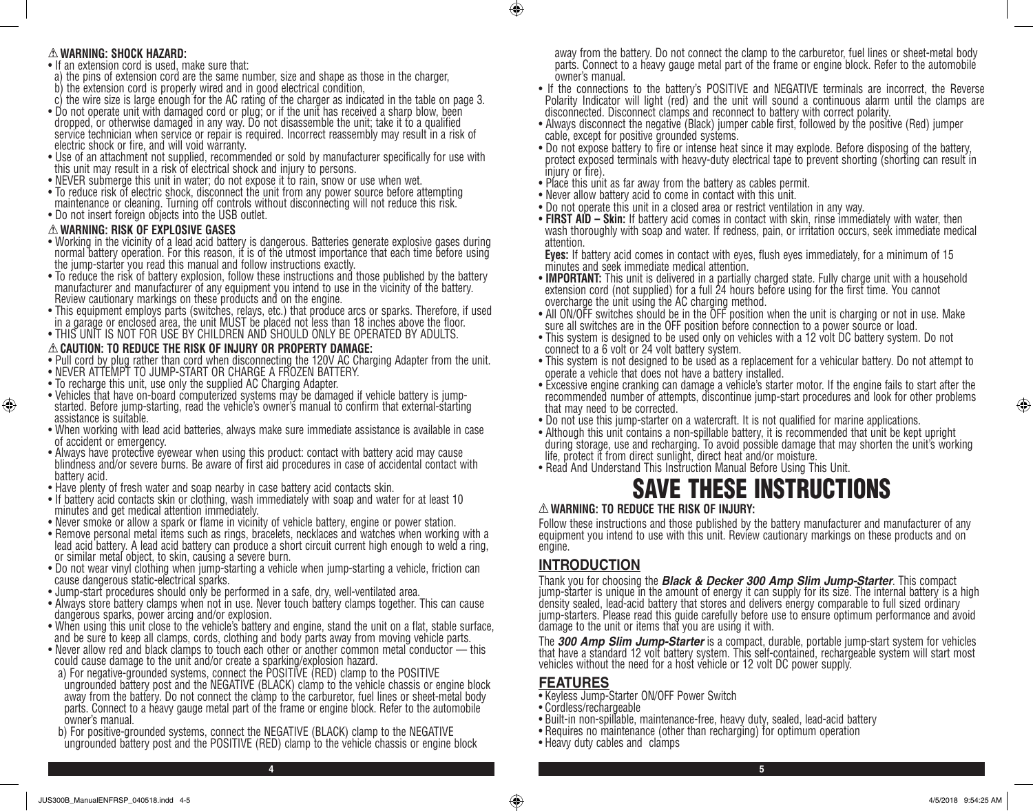### ⚠ WARNING: SHOCK HAZARD:

- If an extension cord is used, make sure that:
  a) the pins of extension cord are the same number, size and shape as those in the charger,
  b) the extension cord is properly wired and in good electrical condition,
  c) the wire size is large enough for the AC rating of the charger as indicated in the table on page 3.
- Do not operate unit with damaged cord or plug; or if the unit has received a sharp blow, been dropped, or otherwise damaged in any way. Do not disassemble the unit; take it to a qualified service technician when service or repair is required. Incorrect reassembly may result in a risk of electric shock or fire, and will void warranty.
- Use of an attachment not supplied, recommended or sold by manufacturer specifically for use with this unit may result in a risk of electrical shock and injury to persons.
- NEVER submerge this unit in water; do not expose it to rain, snow or use when wet.
- To reduce risk of electric shock, disconnect the unit from any power source before attempting maintenance or cleaning. Turning off controls without disconnecting will not reduce this risk.
- Do not insert foreign objects into the USB outlet.

### ⚠ WARNING: RISK OF EXPLOSIVE GASES

- Working in the vicinity of a lead acid battery is dangerous. Batteries generate explosive gases during normal battery operation. For this reason, it is of the utmost importance that each time before using the jump-starter you read this manual and follow instructions exactly.
- To reduce the risk of battery explosion, follow these instructions and those published by the battery manufacturer and manufacturer of any equipment you intend to use in the vicinity of the battery. Review cautionary markings on these products and on the engine.
- This equipment employs parts (switches, relays, etc.) that produce arcs or sparks. Therefore, if used in a garage or enclosed area, the unit MUST be placed not less than 18 inches above the floor.
- THIS UNIT IS NOT FOR USE BY CHILDREN AND SHOULD ONLY BE OPERATED BY ADULTS.

### ⚠ CAUTION: TO REDUCE THE RISK OF INJURY OR PROPERTY DAMAGE:

- Pull cord by plug rather than cord when disconnecting the 120V AC Charging Adapter from the unit.
- NEVER ATTEMPT TO JUMP-START OR CHARGE A FROZEN BATTERY.
- To recharge this unit, use only the supplied AC Charging Adapter.
- Vehicles that have on-board computerized systems may be damaged if vehicle battery is jump-started. Before jump-starting, read the vehicle's owner's manual to confirm that external-starting assistance is suitable.
- When working with lead acid batteries, always make sure immediate assistance is available in case of accident or emergency.
- Always have protective eyewear when using this product: contact with battery acid may cause blindness and/or severe burns. Be aware of first aid procedures in case of accidental contact with battery acid.
- Have plenty of fresh water and soap nearby in case battery acid contacts skin.
- If battery acid contacts skin or clothing, wash immediately with soap and water for at least 10 minutes and get medical attention immediately.
- Never smoke or allow a spark or flame in vicinity of vehicle battery, engine or power station.
- Remove personal metal items such as rings, bracelets, necklaces and watches when working with a lead acid battery. A lead acid battery can produce a short circuit current high enough to weld a ring, or similar metal object, to skin, causing a severe burn.
- Do not wear vinyl clothing when jump-starting a vehicle when jump-starting a vehicle, friction can cause dangerous static-electrical sparks.
- Jump-start procedures should only be performed in a safe, dry, well-ventilated area.
- Always store battery clamps when not in use. Never touch battery clamps together. This can cause dangerous sparks, power arcing and/or explosion.
- When using this unit close to the vehicle's battery and engine, stand the unit on a flat, stable surface, and be sure to keep all clamps, cords, clothing and body parts away from moving vehicle parts.
- Never allow red and black clamps to touch each other or another common metal conductor — this could cause damage to the unit and/or create a sparking/explosion hazard.
  a) For negative-grounded systems, connect the POSITIVE (RED) clamp to the POSITIVE ungrounded battery post and the NEGATIVE (BLACK) clamp to the vehicle chassis or engine block away from the battery. Do not connect the clamp to the carburetor, fuel lines or sheet-metal body parts. Connect to a heavy gauge metal part of the frame or engine block. Refer to the automobile owner's manual.
  b) For positive-grounded systems, connect the NEGATIVE (BLACK) clamp to the NEGATIVE ungrounded battery post and the POSITIVE (RED) clamp to the vehicle chassis or engine block away from the battery. Do not connect the clamp to the carburetor, fuel lines or sheet-metal body parts. Connect to a heavy gauge metal part of the frame or engine block. Refer to the automobile owner's manual.
- If the connections to the battery's POSITIVE and NEGATIVE terminals are incorrect, the Reverse Polarity Indicator will light (red) and the unit will sound a continuous alarm until the clamps are disconnected. Disconnect clamps and reconnect to battery with correct polarity.
- Always disconnect the negative (Black) jumper cable first, followed by the positive (Red) jumper cable, except for positive grounded systems.
- Do not expose battery to fire or intense heat since it may explode. Before disposing of the battery, protect exposed terminals with heavy-duty electrical tape to prevent shorting (shorting can result in injury or fire).
- Place this unit as far away from the battery as cables permit.
- Never allow battery acid to come in contact with this unit.
- Do not operate this unit in a closed area or restrict ventilation in any way.
- **FIRST AID – Skin:** If battery acid comes in contact with skin, rinse immediately with water, then wash thoroughly with soap and water. If redness, pain, or irritation occurs, seek immediate medical attention.
  **Eyes:** If battery acid comes in contact with eyes, flush eyes immediately, for a minimum of 15 minutes and seek immediate medical attention.
- **IMPORTANT:** This unit is delivered in a partially charged state. Fully charge unit with a household extension cord (not supplied) for a full 24 hours before using for the first time. You cannot overcharge the unit using the AC charging method.
- All ON/OFF switches should be in the OFF position when the unit is charging or not in use. Make sure all switches are in the OFF position before connection to a power source or load.
- This system is designed to be used only on vehicles with a 12 volt DC battery system. Do not connect to a 6 volt or 24 volt battery system.
- This system is not designed to be used as a replacement for a vehicular battery. Do not attempt to operate a vehicle that does not have a battery installed.
- Excessive engine cranking can damage a vehicle's starter motor. If the engine fails to start after the recommended number of attempts, discontinue jump-start procedures and look for other problems that may need to be corrected.
- Do not use this jump-starter on a watercraft. It is not qualified for marine applications.
- Although this unit contains a non-spillable battery, it is recommended that unit be kept upright during storage, use and recharging. To avoid possible damage that may shorten the unit's working life, protect it from direct sunlight, direct heat and/or moisture.
- Read And Understand This Instruction Manual Before Using This Unit.

# SAVE THESE INSTRUCTIONS

### ⚠ WARNING: TO REDUCE THE RISK OF INJURY:

Follow these instructions and those published by the battery manufacturer and manufacturer of any equipment you intend to use with this unit. Review cautionary markings on these products and on engine.

## INTRODUCTION

Thank you for choosing the ***Black & Decker 300 Amp Slim Jump-Starter***. This compact jump-starter is unique in the amount of energy it can supply for its size. The internal battery is a high density sealed, lead-acid battery that stores and delivers energy comparable to full sized ordinary jump-starters. Please read this guide carefully before use to ensure optimum performance and avoid damage to the unit or items that you are using it with.

The ***300 Amp Slim Jump-Starter*** is a compact, durable, portable jump-start system for vehicles that have a standard 12 volt battery system. This self-contained, rechargeable system will start most vehicles without the need for a host vehicle or 12 volt DC power supply.

## FEATURES

- Keyless Jump-Starter ON/OFF Power Switch
- Cordless/rechargeable
- Built-in non-spillable, maintenance-free, heavy duty, sealed, lead-acid battery
- Requires no maintenance (other than recharging) for optimum operation
- Heavy duty cables and clamps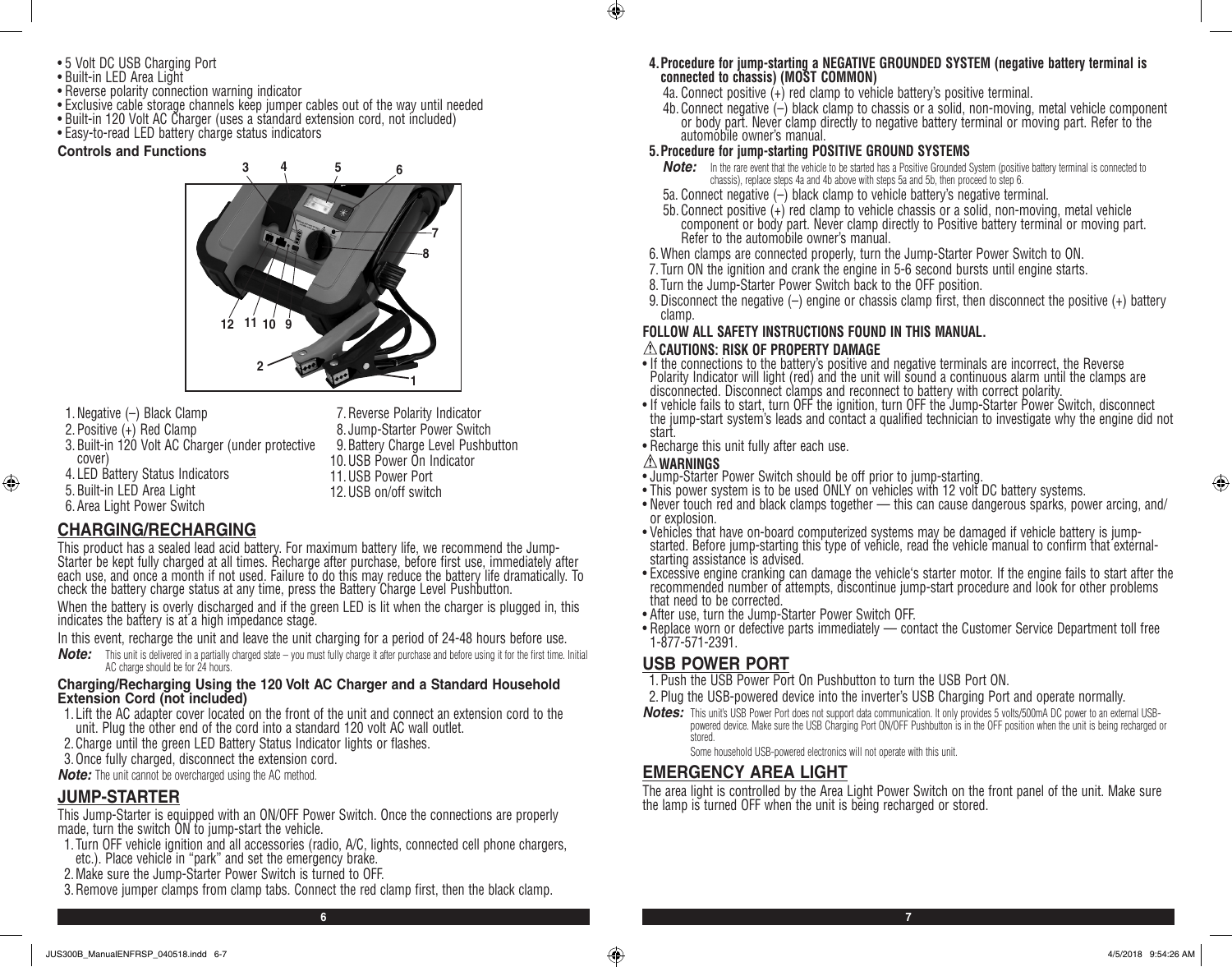- 5 Volt DC USB Charging Port
- Built-in LED Area Light
- Reverse polarity connection warning indicator
- Exclusive cable storage channels keep jumper cables out of the way until needed
- Built-in 120 Volt AC Charger (uses a standard extension cord, not included)
- Easy-to-read LED battery charge status indicators

**Controls and Functions**

1. Negative (–) Black Clamp
2. Positive (+) Red Clamp
3. Built-in 120 Volt AC Charger (under protective cover)
4. LED Battery Status Indicators
5. Built-in LED Area Light
6. Area Light Power Switch
7. Reverse Polarity Indicator
8. Jump-Starter Power Switch
9. Battery Charge Level Pushbutton
10. USB Power On Indicator
11. USB Power Port
12. USB on/off switch

## CHARGING/RECHARGING

This product has a sealed lead acid battery. For maximum battery life, we recommend the Jump-Starter be kept fully charged at all times. Recharge after purchase, before first use, immediately after each use, and once a month if not used. Failure to do this may reduce the battery life dramatically. To check the battery charge status at any time, press the Battery Charge Level Pushbutton.

When the battery is overly discharged and if the green LED is lit when the charger is plugged in, this indicates the battery is at a high impedance stage.

In this event, recharge the unit and leave the unit charging for a period of 24-48 hours before use.

***Note:*** This unit is delivered in a partially charged state – you must fully charge it after purchase and before using it for the first time. Initial AC charge should be for 24 hours.

**Charging/Recharging Using the 120 Volt AC Charger and a Standard Household Extension Cord (not included)**

1. Lift the AC adapter cover located on the front of the unit and connect an extension cord to the unit. Plug the other end of the cord into a standard 120 volt AC wall outlet.
2. Charge until the green LED Battery Status Indicator lights or flashes.
3. Once fully charged, disconnect the extension cord.

***Note:*** The unit cannot be overcharged using the AC method.

## JUMP-STARTER

This Jump-Starter is equipped with an ON/OFF Power Switch. Once the connections are properly made, turn the switch ON to jump-start the vehicle.

1. Turn OFF vehicle ignition and all accessories (radio, A/C, lights, connected cell phone chargers, etc.). Place vehicle in "park" and set the emergency brake.
2. Make sure the Jump-Starter Power Switch is turned to OFF.
3. Remove jumper clamps from clamp tabs. Connect the red clamp first, then the black clamp.

4. **Procedure for jump-starting a NEGATIVE GROUNDED SYSTEM (negative battery terminal is connected to chassis) (MOST COMMON)**

   4a. Connect positive (+) red clamp to vehicle battery's positive terminal.

   4b. Connect negative (–) black clamp to chassis or a solid, non-moving, metal vehicle component or body part. Never clamp directly to negative battery terminal or moving part. Refer to the automobile owner's manual.

5. **Procedure for jump-starting POSITIVE GROUND SYSTEMS**

   ***Note:*** In the rare event that the vehicle to be started has a Positive Grounded System (positive battery terminal is connected to chassis), replace steps 4a and 4b above with steps 5a and 5b, then proceed to step 6.

   5a. Connect negative (–) black clamp to vehicle battery's negative terminal.

   5b. Connect positive (+) red clamp to vehicle chassis or a solid, non-moving, metal vehicle component or body part. Never clamp directly to Positive battery terminal or moving part. Refer to the automobile owner's manual.

6. When clamps are connected properly, turn the Jump-Starter Power Switch to ON.
7. Turn ON the ignition and crank the engine in 5-6 second bursts until engine starts.
8. Turn the Jump-Starter Power Switch back to the OFF position.
9. Disconnect the negative (–) engine or chassis clamp first, then disconnect the positive (+) battery clamp.

**FOLLOW ALL SAFETY INSTRUCTIONS FOUND IN THIS MANUAL.**

**⚠ CAUTIONS: RISK OF PROPERTY DAMAGE**

- If the connections to the battery's positive and negative terminals are incorrect, the Reverse Polarity Indicator will light (red) and the unit will sound a continuous alarm until the clamps are disconnected. Disconnect clamps and reconnect to battery with correct polarity.
- If vehicle fails to start, turn OFF the ignition, turn OFF the Jump-Starter Power Switch, disconnect the jump-start system's leads and contact a qualified technician to investigate why the engine did not start.
- Recharge this unit fully after each use.

**⚠ WARNINGS**

- Jump-Starter Power Switch should be off prior to jump-starting.
- This power system is to be used ONLY on vehicles with 12 volt DC battery systems.
- Never touch red and black clamps together — this can cause dangerous sparks, power arcing, and/or explosion.
- Vehicles that have on-board computerized systems may be damaged if vehicle battery is jump-started. Before jump-starting this type of vehicle, read the vehicle manual to confirm that external-starting assistance is advised.
- Excessive engine cranking can damage the vehicle's starter motor. If the engine fails to start after the recommended number of attempts, discontinue jump-start procedure and look for other problems that need to be corrected.
- After use, turn the Jump-Starter Power Switch OFF.
- Replace worn or defective parts immediately — contact the Customer Service Department toll free 1-877-571-2391.

## USB POWER PORT

1. Push the USB Power Port On Pushbutton to turn the USB Port ON.
2. Plug the USB-powered device into the inverter's USB Charging Port and operate normally.

***Notes:*** This unit's USB Power Port does not support data communication. It only provides 5 volts/500mA DC power to an external USB-powered device. Make sure the USB Charging Port ON/OFF Pushbutton is in the OFF position when the unit is being recharged or stored.

Some household USB-powered electronics will not operate with this unit.

## EMERGENCY AREA LIGHT

The area light is controlled by the Area Light Power Switch on the front panel of the unit. Make sure the lamp is turned OFF when the unit is being recharged or stored.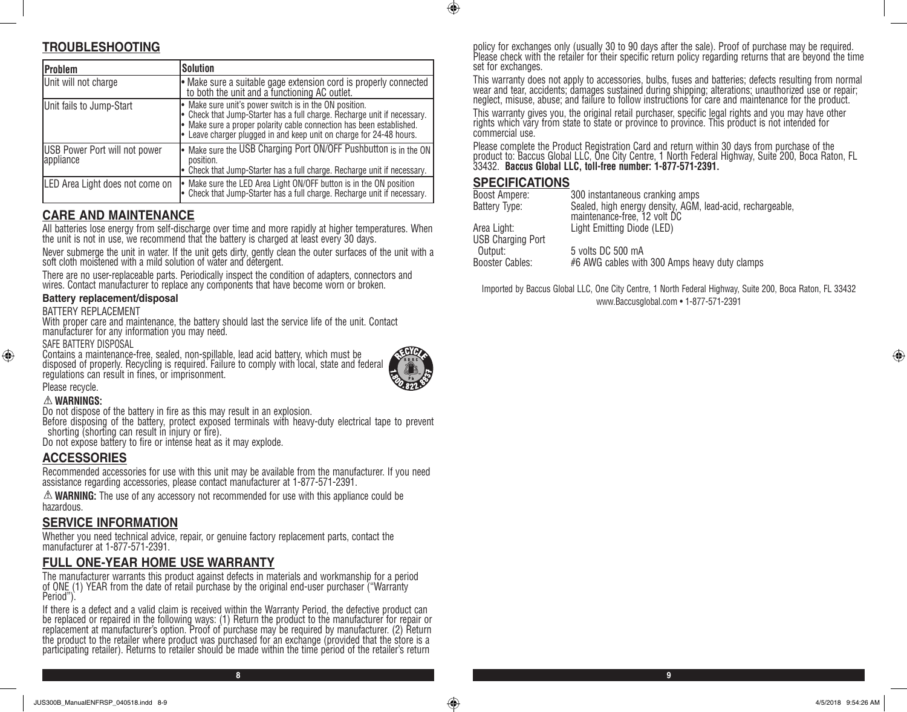## TROUBLESHOOTING

| Problem | Solution |
| --- | --- |
| Unit will not charge | • Make sure a suitable gage extension cord is properly connected to both the unit and a functioning AC outlet. |
| Unit fails to Jump-Start | • Make sure unit's power switch is in the ON position.<br>• Check that Jump-Starter has a full charge. Recharge unit if necessary.<br>• Make sure a proper polarity cable connection has been established.<br>• Leave charger plugged in and keep unit on charge for 24-48 hours. |
| USB Power Port will not power appliance | • Make sure the USB Charging Port ON/OFF Pushbutton is in the ON position.<br>• Check that Jump-Starter has a full charge. Recharge unit if necessary. |
| LED Area Light does not come on | • Make sure the LED Area Light ON/OFF button is in the ON position<br>• Check that Jump-Starter has a full charge. Recharge unit if necessary. |

## CARE AND MAINTENANCE

All batteries lose energy from self-discharge over time and more rapidly at higher temperatures. When the unit is not in use, we recommend that the battery is charged at least every 30 days.

Never submerge the unit in water. If the unit gets dirty, gently clean the outer surfaces of the unit with a soft cloth moistened with a mild solution of water and detergent.

There are no user-replaceable parts. Periodically inspect the condition of adapters, connectors and wires. Contact manufacturer to replace any components that have become worn or broken.

### Battery replacement/disposal

BATTERY REPLACEMENT

With proper care and maintenance, the battery should last the service life of the unit. Contact manufacturer for any information you may need.

SAFE BATTERY DISPOSAL

Contains a maintenance-free, sealed, non-spillable, lead acid battery, which must be disposed of properly. Recycling is required. Failure to comply with local, state and federal regulations can result in fines, or imprisonment.

Please recycle.

RECYCLE 1.800.822.8837

⚠ **WARNINGS:**

Do not dispose of the battery in fire as this may result in an explosion.

Before disposing of the battery, protect exposed terminals with heavy-duty electrical tape to prevent shorting (shorting can result in injury or fire).

Do not expose battery to fire or intense heat as it may explode.

## ACCESSORIES

Recommended accessories for use with this unit may be available from the manufacturer. If you need assistance regarding accessories, please contact manufacturer at 1-877-571-2391.

⚠ **WARNING:** The use of any accessory not recommended for use with this appliance could be hazardous.

## SERVICE INFORMATION

Whether you need technical advice, repair, or genuine factory replacement parts, contact the manufacturer at 1-877-571-2391.

## FULL ONE-YEAR HOME USE WARRANTY

The manufacturer warrants this product against defects in materials and workmanship for a period of ONE (1) YEAR from the date of retail purchase by the original end-user purchaser ("Warranty Period").

If there is a defect and a valid claim is received within the Warranty Period, the defective product can be replaced or repaired in the following ways: (1) Return the product to the manufacturer for repair or replacement at manufacturer's option. Proof of purchase may be required by manufacturer. (2) Return the product to the retailer where product was purchased for an exchange (provided that the store is a participating retailer). Returns to retailer should be made within the time period of the retailer's return policy for exchanges only (usually 30 to 90 days after the sale). Proof of purchase may be required. Please check with the retailer for their specific return policy regarding returns that are beyond the time set for exchanges.

This warranty does not apply to accessories, bulbs, fuses and batteries; defects resulting from normal wear and tear, accidents; damages sustained during shipping; alterations; unauthorized use or repair; neglect, misuse, abuse; and failure to follow instructions for care and maintenance for the product.

This warranty gives you, the original retail purchaser, specific legal rights and you may have other rights which vary from state to state or province to province. This product is not intended for commercial use.

Please complete the Product Registration Card and return within 30 days from purchase of the product to: Baccus Global LLC, One City Centre, 1 North Federal Highway, Suite 200, Boca Raton, FL 33432. **Baccus Global LLC, toll-free number: 1-877-571-2391.**

## SPECIFICATIONS

| | |
| --- | --- |
| Boost Ampere: | 300 instantaneous cranking amps |
| Battery Type: | Sealed, high energy density, AGM, lead-acid, rechargeable, maintenance-free, 12 volt DC |
| Area Light: | Light Emitting Diode (LED) |
| USB Charging Port Output: | 5 volts DC 500 mA |
| Booster Cables: | #6 AWG cables with 300 Amps heavy duty clamps |

Imported by Baccus Global LLC, One City Centre, 1 North Federal Highway, Suite 200, Boca Raton, FL 33432
www.Baccusglobal.com • 1-877-571-2391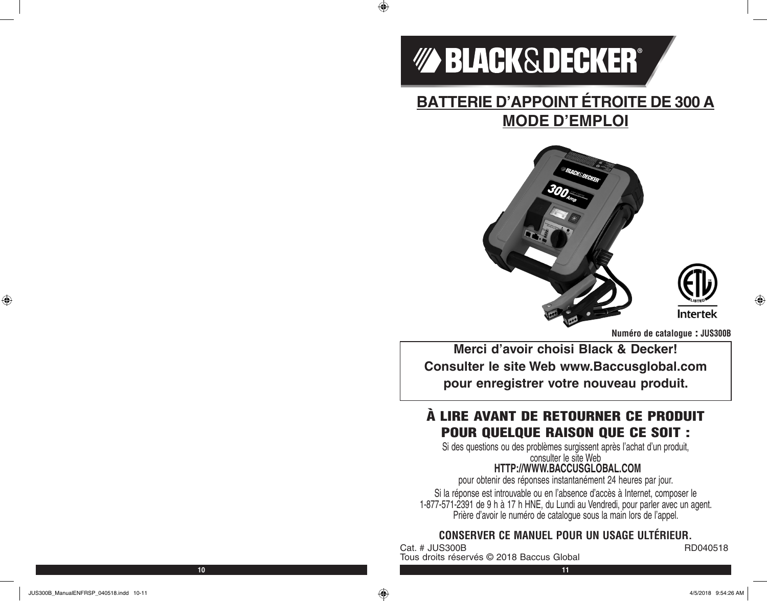# BATTERIE D'APPOINT ÉTROITE DE 300 A
# MODE D'EMPLOI

**Numéro de catalogue : JUS300B**

**Merci d'avoir choisi Black & Decker!**
**Consulter le site Web www.Baccusglobal.com pour enregistrer votre nouveau produit.**

## À LIRE AVANT DE RETOURNER CE PRODUIT POUR QUELQUE RAISON QUE CE SOIT :

Si des questions ou des problèmes surgissent après l'achat d'un produit, consulter le site Web
**HTTP://WWW.BACCUSGLOBAL.COM**
pour obtenir des réponses instantanément 24 heures par jour.

Si la réponse est introuvable ou en l'absence d'accès à Internet, composer le 1-877-571-2391 de 9 h à 17 h HNE, du Lundi au Vendredi, pour parler avec un agent. Prière d'avoir le numéro de catalogue sous la main lors de l'appel.

**CONSERVER CE MANUEL POUR UN USAGE ULTÉRIEUR.**

Cat. # JUS300B RD040518
Tous droits réservés © 2018 Baccus Global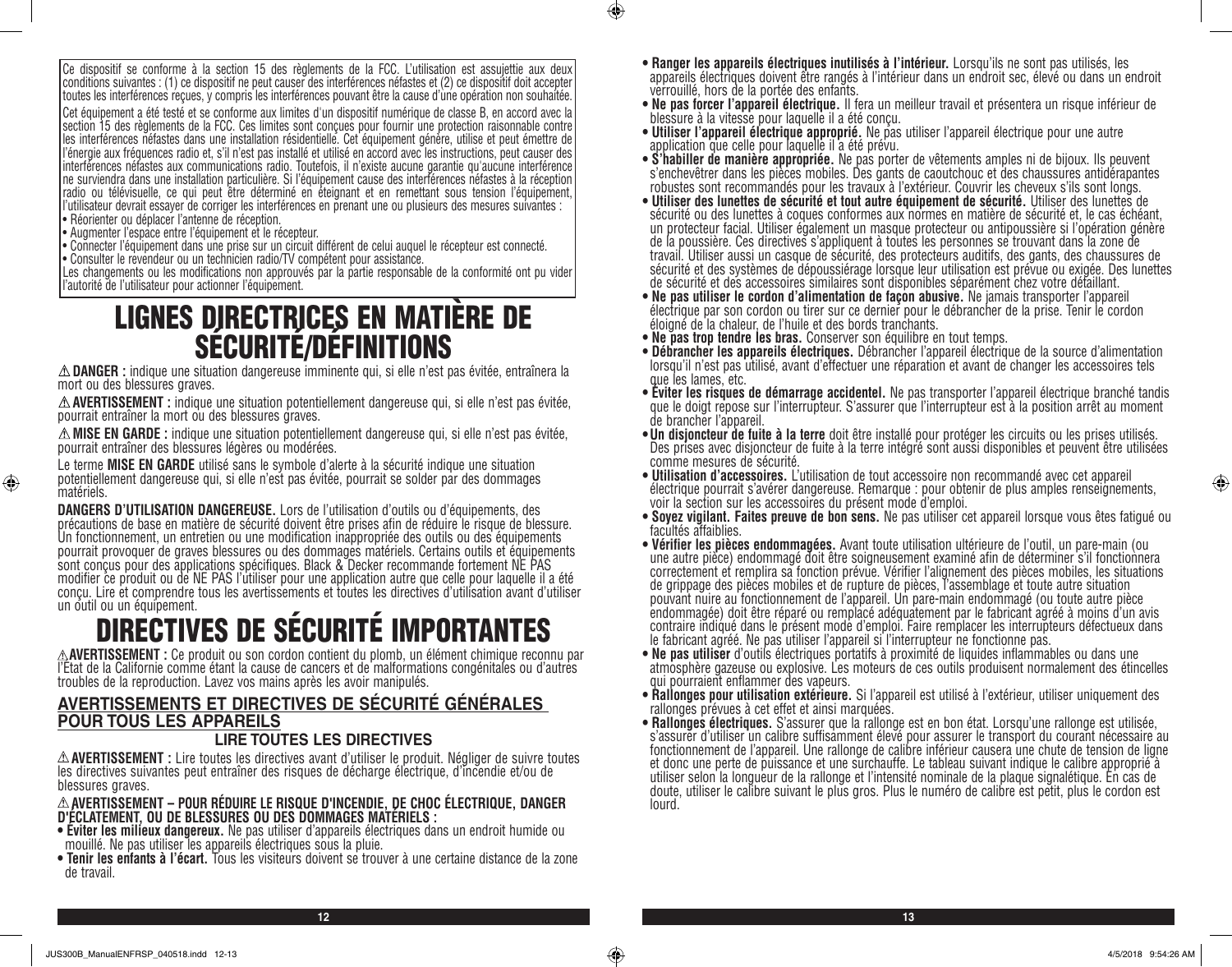Ce dispositif se conforme à la section 15 des règlements de la FCC. L'utilisation est assujettie aux deux conditions suivantes : (1) ce dispositif ne peut causer des interférences néfastes et (2) ce dispositif doit accepter toutes les interférences reçues, y compris les interférences pouvant être la cause d'une opération non souhaitée.

Cet équipement a été testé et se conforme aux limites d'un dispositif numérique de classe B, en accord avec la section 15 des règlements de la FCC. Ces limites sont conçues pour fournir une protection raisonnable contre les interférences néfastes dans une installation résidentielle. Cet équipement génère, utilise et peut émettre de l'énergie aux fréquences radio et, s'il n'est pas installé et utilisé en accord avec les instructions, peut causer des interférences néfastes aux communications radio. Toutefois, il n'existe aucune garantie qu'aucune interférence ne surviendra dans une installation particulière. Si l'équipement cause des interférences néfastes à la réception radio ou télévisuelle, ce qui peut être déterminé en éteignant et en remettant sous tension l'équipement, l'utilisateur devrait essayer de corriger les interférences en prenant une ou plusieurs des mesures suivantes :

- Réorienter ou déplacer l'antenne de réception.
- Augmenter l'espace entre l'équipement et le récepteur.
- Connecter l'équipement dans une prise sur un circuit différent de celui auquel le récepteur est connecté.
- Consulter le revendeur ou un technicien radio/TV compétent pour assistance.

Les changements ou les modifications non approuvés par la partie responsable de la conformité ont pu vider l'autorité de l'utilisateur pour actionner l'équipement.

# LIGNES DIRECTRICES EN MATIÈRE DE SÉCURITÉ/DÉFINITIONS

⚠ **DANGER :** indique une situation dangereuse imminente qui, si elle n'est pas évitée, entraînera la mort ou des blessures graves.

⚠ **AVERTISSEMENT :** indique une situation potentiellement dangereuse qui, si elle n'est pas évitée, pourrait entraîner la mort ou des blessures graves.

⚠ **MISE EN GARDE :** indique une situation potentiellement dangereuse qui, si elle n'est pas évitée, pourrait entraîner des blessures légères ou modérées.

Le terme **MISE EN GARDE** utilisé sans le symbole d'alerte à la sécurité indique une situation potentiellement dangereuse qui, si elle n'est pas évitée, pourrait se solder par des dommages matériels.

**DANGERS D'UTILISATION DANGEREUSE.** Lors de l'utilisation d'outils ou d'équipements, des précautions de base en matière de sécurité doivent être prises afin de réduire le risque de blessure. Un fonctionnement, un entretien ou une modification inappropriée des outils ou des équipements pourrait provoquer de graves blessures ou des dommages matériels. Certains outils et équipements sont conçus pour des applications spécifiques. Black & Decker recommande fortement NE PAS modifier ce produit ou de NE PAS l'utiliser pour une application autre que celle pour laquelle il a été conçu. Lire et comprendre tous les avertissements et toutes les directives d'utilisation avant d'utiliser un outil ou un équipement.

# DIRECTIVES DE SÉCURITÉ IMPORTANTES

⚠ **AVERTISSEMENT :** Ce produit ou son cordon contient du plomb, un élément chimique reconnu par l'État de la Californie comme étant la cause de cancers et de malformations congénitales ou d'autres troubles de la reproduction. Lavez vos mains après les avoir manipulés.

## AVERTISSEMENTS ET DIRECTIVES DE SÉCURITÉ GÉNÉRALES POUR TOUS LES APPAREILS

### LIRE TOUTES LES DIRECTIVES

⚠ **AVERTISSEMENT :** Lire toutes les directives avant d'utiliser le produit. Négliger de suivre toutes les directives suivantes peut entraîner des risques de décharge électrique, d'incendie et/ou de blessures graves.

⚠ **AVERTISSEMENT – POUR RÉDUIRE LE RISQUE D'INCENDIE, DE CHOC ÉLECTRIQUE, DANGER D'ÉCLATEMENT, OU DE BLESSURES OU DES DOMMAGES MATÉRIELS :**

- **Éviter les milieux dangereux.** Ne pas utiliser d'appareils électriques dans un endroit humide ou mouillé. Ne pas utiliser les appareils électriques sous la pluie.
- **Tenir les enfants à l'écart.** Tous les visiteurs doivent se trouver à une certaine distance de la zone de travail.
- **Ranger les appareils électriques inutilisés à l'intérieur.** Lorsqu'ils ne sont pas utilisés, les appareils électriques doivent être rangés à l'intérieur dans un endroit sec, élevé ou dans un endroit verrouillé, hors de la portée des enfants.
- **Ne pas forcer l'appareil électrique.** Il fera un meilleur travail et présentera un risque inférieur de blessure à la vitesse pour laquelle il a été conçu.
- **Utiliser l'appareil électrique approprié.** Ne pas utiliser l'appareil électrique pour une autre application que celle pour laquelle il a été prévu.
- **S'habiller de manière appropriée.** Ne pas porter de vêtements amples ni de bijoux. Ils peuvent s'enchevêtrer dans les pièces mobiles. Des gants de caoutchouc et des chaussures antidérapantes robustes sont recommandés pour les travaux à l'extérieur. Couvrir les cheveux s'ils sont longs.
- **Utiliser des lunettes de sécurité et tout autre équipement de sécurité.** Utiliser des lunettes de sécurité ou des lunettes à coques conformes aux normes en matière de sécurité et, le cas échéant, un protecteur facial. Utiliser également un masque protecteur ou antipoussière si l'opération génère de la poussière. Ces directives s'appliquent à toutes les personnes se trouvant dans la zone de travail. Utiliser aussi un casque de sécurité, des protecteurs auditifs, des gants, des chaussures de sécurité et des systèmes de dépoussiérage lorsque leur utilisation est prévue ou exigée. Des lunettes de sécurité et des accessoires similaires sont disponibles séparément chez votre détaillant.
- **Ne pas utiliser le cordon d'alimentation de façon abusive.** Ne jamais transporter l'appareil électrique par son cordon ou tirer sur ce dernier pour le débrancher de la prise. Tenir le cordon éloigné de la chaleur, de l'huile et des bords tranchants.
- **Ne pas trop tendre les bras.** Conserver son équilibre en tout temps.
- **Débrancher les appareils électriques.** Débrancher l'appareil électrique de la source d'alimentation lorsqu'il n'est pas utilisé, avant d'effectuer une réparation et avant de changer les accessoires tels que les lames, etc.
- **Éviter les risques de démarrage accidentel.** Ne pas transporter l'appareil électrique branché tandis que le doigt repose sur l'interrupteur. S'assurer que l'interrupteur est à la position arrêt au moment de brancher l'appareil.
- **Un disjoncteur de fuite à la terre** doit être installé pour protéger les circuits ou les prises utilisés. Des prises avec disjoncteur de fuite à la terre intégré sont aussi disponibles et peuvent être utilisées comme mesures de sécurité.
- **Utilisation d'accessoires.** L'utilisation de tout accessoire non recommandé avec cet appareil électrique pourrait s'avérer dangereuse. Remarque : pour obtenir de plus amples renseignements, voir la section sur les accessoires du présent mode d'emploi.
- **Soyez vigilant. Faites preuve de bon sens.** Ne pas utiliser cet appareil lorsque vous êtes fatigué ou facultés affaiblies.
- **Vérifier les pièces endommagées.** Avant toute utilisation ultérieure de l'outil, un pare-main (ou une autre pièce) endommagé doit être soigneusement examiné afin de déterminer s'il fonctionnera correctement et remplira sa fonction prévue. Vérifier l'alignement des pièces mobiles, les situations de grippage des pièces mobiles et de rupture de pièces, l'assemblage et toute autre situation pouvant nuire au fonctionnement de l'appareil. Un pare-main endommagé (ou toute autre pièce endommagée) doit être réparé ou remplacé adéquatement par le fabricant agréé à moins d'un avis contraire indiqué dans le présent mode d'emploi. Faire remplacer les interrupteurs défectueux dans le fabricant agréé. Ne pas utiliser l'appareil si l'interrupteur ne fonctionne pas.
- **Ne pas utiliser** d'outils électriques portatifs à proximité de liquides inflammables ou dans une atmosphère gazeuse ou explosive. Les moteurs de ces outils produisent normalement des étincelles qui pourraient enflammer des vapeurs.
- **Rallonges pour utilisation extérieure.** Si l'appareil est utilisé à l'extérieur, utiliser uniquement des rallonges prévues à cet effet et ainsi marquées.
- **Rallonges électriques.** S'assurer que la rallonge est en bon état. Lorsqu'une rallonge est utilisée, s'assurer d'utiliser un calibre suffisamment élevé pour assurer le transport du courant nécessaire au fonctionnement de l'appareil. Une rallonge de calibre inférieur causera une chute de tension de ligne et donc une perte de puissance et une surchauffe. Le tableau suivant indique le calibre approprié à utiliser selon la longueur de la rallonge et l'intensité nominale de la plaque signalétique. En cas de doute, utiliser le calibre suivant le plus gros. Plus le numéro de calibre est petit, plus le cordon est lourd.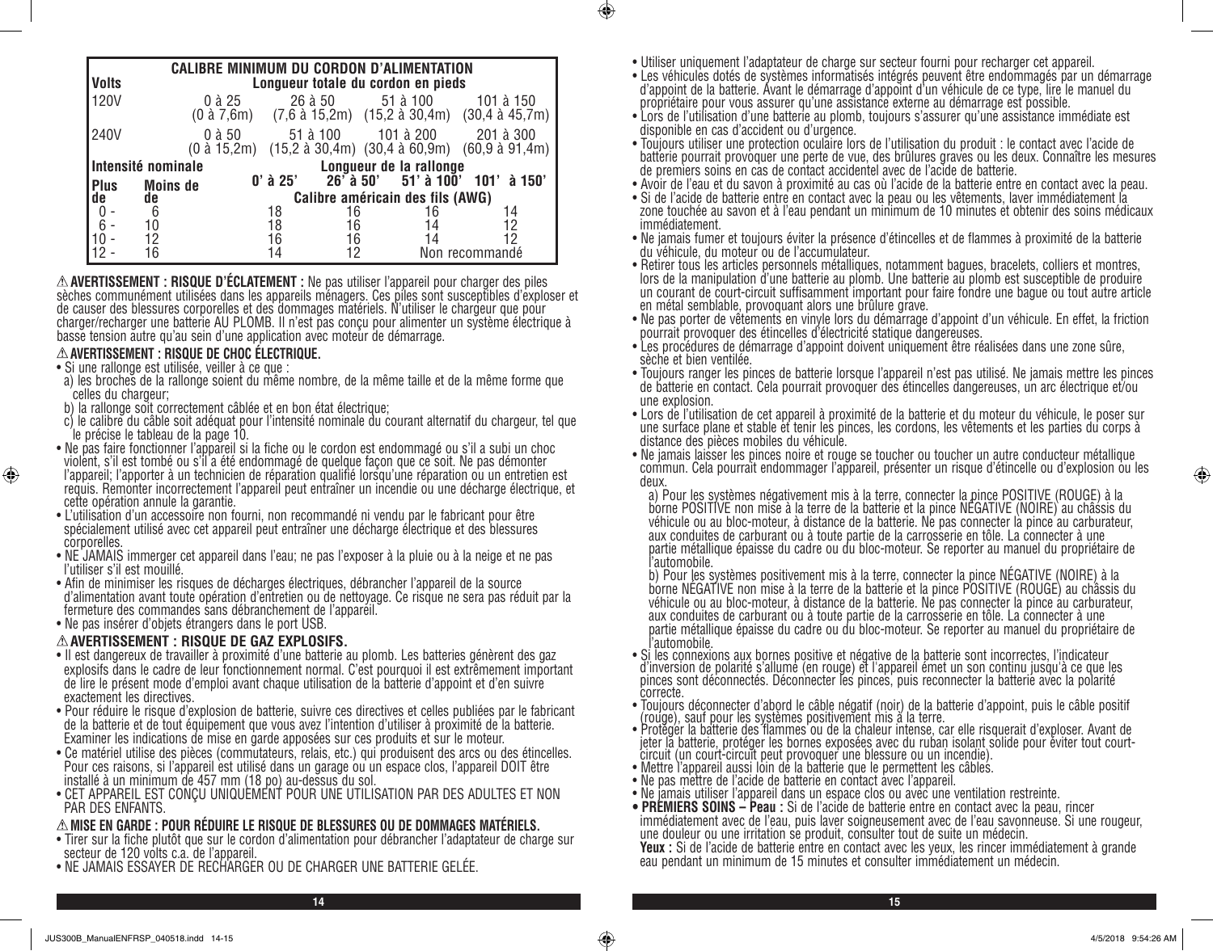| CALIBRE MINIMUM DU CORDON D'ALIMENTATION | | | | | |
|---|---|---|---|---|---|
| **Volts** | | **Longueur totale du cordon en pieds** | | | |
| 120V | | 0 à 25 (0 à 7,6m) | 26 à 50 (7,6 à 15,2m) | 51 à 100 (15,2 à 30,4m) | 101 à 150 (30,4 à 45,7m) |
| 240V | | 0 à 50 (0 à 15,2m) | 51 à 100 (15,2 à 30,4m) | 101 à 200 (30,4 à 60,9m) | 201 à 300 (60,9 à 91,4m) |
| **Intensité nominale** | | **Longueur de la rallonge** | | | |
| **Plus de** | **Moins de** | **0' à 25'** | **26' à 50'** | **51' à 100'** | **101' à 150'** |
| | | **Calibre américain des fils (AWG)** | | | |
| 0 - | 6 | 18 | 16 | 16 | 14 |
| 6 - | 10 | 18 | 16 | 14 | 12 |
| 10 - | 12 | 16 | 16 | 14 | 12 |
| 12 - | 16 | 14 | 12 | Non recommandé | |

⚠ **AVERTISSEMENT : RISQUE D'ÉCLATEMENT :** Ne pas utiliser l'appareil pour charger des piles sèches communément utilisées dans les appareils ménagers. Ces piles sont susceptibles d'exploser et de causer des blessures corporelles et des dommages matériels. N'utiliser le chargeur que pour charger/recharger une batterie AU PLOMB. Il n'est pas conçu pour alimenter un système électrique à basse tension autre qu'au sein d'une application avec moteur de démarrage.

### ⚠ AVERTISSEMENT : RISQUE DE CHOC ÉLECTRIQUE.

- Si une rallonge est utilisée, veiller à ce que :
  a) les broches de la rallonge soient du même nombre, de la même taille et de la même forme que celles du chargeur;
  b) la rallonge soit correctement câblée et en bon état électrique;
  c) le calibre du câble soit adéquat pour l'intensité nominale du courant alternatif du chargeur, tel que le précise le tableau de la page 10.
- Ne pas faire fonctionner l'appareil si la fiche ou le cordon est endommagé ou s'il a subi un choc violent, s'il est tombé ou s'il a été endommagé de quelque façon que ce soit. Ne pas démonter l'appareil; l'apporter à un technicien de réparation qualifié lorsqu'une réparation ou un entretien est requis. Remonter incorrectement l'appareil peut entraîner un incendie ou une décharge électrique, et cette opération annule la garantie.
- L'utilisation d'un accessoire non fourni, non recommandé ni vendu par le fabricant pour être spécialement utilisé avec cet appareil peut entraîner une décharge électrique et des blessures corporelles.
- NE JAMAIS immerger cet appareil dans l'eau; ne pas l'exposer à la pluie ou à la neige et ne pas l'utiliser s'il est mouillé.
- Afin de minimiser les risques de décharges électriques, débrancher l'appareil de la source d'alimentation avant toute opération d'entretien ou de nettoyage. Ce risque ne sera pas réduit par la fermeture des commandes sans débranchement de l'appareil.
- Ne pas insérer d'objets étrangers dans le port USB.

### ⚠ AVERTISSEMENT : RISQUE DE GAZ EXPLOSIFS.

- Il est dangereux de travailler à proximité d'une batterie au plomb. Les batteries génèrent des gaz explosifs dans le cadre de leur fonctionnement normal. C'est pourquoi il est extrêmement important de lire le présent mode d'emploi avant chaque utilisation de la batterie d'appoint et d'en suivre exactement les directives.
- Pour réduire le risque d'explosion de batterie, suivre ces directives et celles publiées par le fabricant de la batterie et de tout équipement que vous avez l'intention d'utiliser à proximité de la batterie. Examiner les indications de mise en garde apposées sur ces produits et sur le moteur.
- Ce matériel utilise des pièces (commutateurs, relais, etc.) qui produisent des arcs ou des étincelles. Pour ces raisons, si l'appareil est utilisé dans un garage ou un espace clos, l'appareil DOIT être installé à un minimum de 457 mm (18 po) au-dessus du sol.
- CET APPAREIL EST CONÇU UNIQUEMENT POUR UNE UTILISATION PAR DES ADULTES ET NON PAR DES ENFANTS.

### ⚠ MISE EN GARDE : POUR RÉDUIRE LE RISQUE DE BLESSURES OU DE DOMMAGES MATÉRIELS.

- Tirer sur la fiche plutôt que sur le cordon d'alimentation pour débrancher l'adaptateur de charge sur secteur de 120 volts c.a. de l'appareil.
- NE JAMAIS ESSAYER DE RECHARGER OU DE CHARGER UNE BATTERIE GELÉE.
- Utiliser uniquement l'adaptateur de charge sur secteur fourni pour recharger cet appareil.
- Les véhicules dotés de systèmes informatisés intégrés peuvent être endommagés par un démarrage d'appoint de la batterie. Avant le démarrage d'appoint d'un véhicule de ce type, lire le manuel du propriétaire pour vous assurer qu'une assistance externe au démarrage est possible.
- Lors de l'utilisation d'une batterie au plomb, toujours s'assurer qu'une assistance immédiate est disponible en cas d'accident ou d'urgence.
- Toujours utiliser une protection oculaire lors de l'utilisation du produit : le contact avec l'acide de batterie pourrait provoquer une perte de vue, des brûlures graves ou les deux. Connaître les mesures de premiers soins en cas de contact accidentel avec de l'acide de batterie.
- Avoir de l'eau et du savon à proximité au cas où l'acide de la batterie entre en contact avec la peau.
- Si de l'acide de batterie entre en contact avec la peau ou les vêtements, laver immédiatement la zone touchée au savon et à l'eau pendant un minimum de 10 minutes et obtenir des soins médicaux immédiatement.
- Ne jamais fumer et toujours éviter la présence d'étincelles et de flammes à proximité de la batterie du véhicule, du moteur ou de l'accumulateur.
- Retirer tous les articles personnels métalliques, notamment bagues, bracelets, colliers et montres, lors de la manipulation d'une batterie au plomb. Une batterie au plomb est susceptible de produire un courant de court-circuit suffisamment important pour faire fondre une bague ou tout autre article en métal semblable, provoquant alors une brûlure grave.
- Ne pas porter de vêtements en vinyle lors du démarrage d'appoint d'un véhicule. En effet, la friction pourrait provoquer des étincelles d'électricité statique dangereuses.
- Les procédures de démarrage d'appoint doivent uniquement être réalisées dans une zone sûre, sèche et bien ventilée.
- Toujours ranger les pinces de batterie lorsque l'appareil n'est pas utilisé. Ne jamais mettre les pinces de batterie en contact. Cela pourrait provoquer des étincelles dangereuses, un arc électrique et/ou une explosion.
- Lors de l'utilisation de cet appareil à proximité de la batterie et du moteur du véhicule, le poser sur une surface plane et stable et tenir les pinces, les cordons, les vêtements et les parties du corps à distance des pièces mobiles du véhicule.
- Ne jamais laisser les pinces noire et rouge se toucher ou toucher un autre conducteur métallique commun. Cela pourrait endommager l'appareil, présenter un risque d'étincelle ou d'explosion ou les deux.
  a) Pour les systèmes négativement mis à la terre, connecter la pince POSITIVE (ROUGE) à la borne POSITIVE non mise à la terre de la batterie et la pince NÉGATIVE (NOIRE) au châssis du véhicule ou au bloc-moteur, à distance de la batterie. Ne pas connecter la pince au carburateur, aux conduites de carburant ou à toute partie de la carrosserie en tôle. La connecter à une partie métallique épaisse du cadre ou du bloc-moteur. Se reporter au manuel du propriétaire de l'automobile.
  b) Pour les systèmes positivement mis à la terre, connecter la pince NÉGATIVE (NOIRE) à la borne NÉGATIVE non mise à la terre de la batterie et la pince POSITIVE (ROUGE) au châssis du véhicule ou au bloc-moteur, à distance de la batterie. Ne pas connecter la pince au carburateur, aux conduites de carburant ou à toute partie de la carrosserie en tôle. La connecter à une partie métallique épaisse du cadre ou du bloc-moteur. Se reporter au manuel du propriétaire de l'automobile.
- Si les connexions aux bornes positive et négative de la batterie sont incorrectes, l'indicateur d'inversion de polarité s'allume (en rouge) et l'appareil émet un son continu jusqu'à ce que les pinces sont déconnectés. Déconnecter les pinces, puis reconnecter la batterie avec la polarité correcte.
- Toujours déconnecter d'abord le câble négatif (noir) de la batterie d'appoint, puis le câble positif (rouge), sauf pour les systèmes positivement mis à la terre.
- Protéger la batterie des flammes ou de la chaleur intense, car elle risquerait d'exploser. Avant de jeter la batterie, protéger les bornes exposées avec du ruban isolant solide pour éviter tout court-circuit (un court-circuit peut provoquer une blessure ou un incendie).
- Mettre l'appareil aussi loin de la batterie que le permettent les câbles.
- Ne pas mettre de l'acide de batterie en contact avec l'appareil.
- Ne jamais utiliser l'appareil dans un espace clos ou avec une ventilation restreinte.
- **PREMIERS SOINS – Peau :** Si de l'acide de batterie entre en contact avec la peau, rincer immédiatement avec de l'eau, puis laver soigneusement avec de l'eau savonneuse. Si une rougeur, une douleur ou une irritation se produit, consulter tout de suite un médecin.
  **Yeux :** Si de l'acide de batterie entre en contact avec les yeux, les rincer immédiatement à grande eau pendant un minimum de 15 minutes et consulter immédiatement un médecin.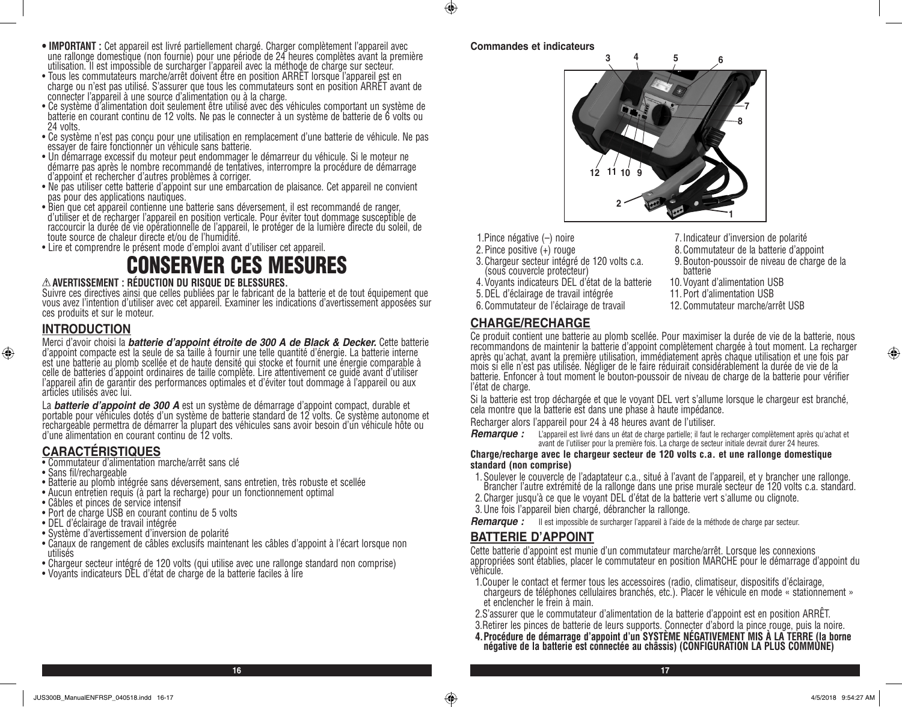- **IMPORTANT :** Cet appareil est livré partiellement chargé. Charger complètement l'appareil avec une rallonge domestique (non fournie) pour une période de 24 heures complètes avant la première utilisation. Il est impossible de surcharger l'appareil avec la méthode de charge sur secteur.
- Tous les commutateurs marche/arrêt doivent être en position ARRÊT lorsque l'appareil est en charge ou n'est pas utilisé. S'assurer que tous les commutateurs sont en position ARRÊT avant de connecter l'appareil à une source d'alimentation ou à la charge.
- Ce système d'alimentation doit seulement être utilisé avec des véhicules comportant un système de batterie en courant continu de 12 volts. Ne pas le connecter à un système de batterie de 6 volts ou 24 volts.
- Ce système n'est pas conçu pour une utilisation en remplacement d'une batterie de véhicule. Ne pas essayer de faire fonctionner un véhicule sans batterie.
- Un démarrage excessif du moteur peut endommager le démarreur du véhicule. Si le moteur ne démarre pas après le nombre recommandé de tentatives, interrompre la procédure de démarrage d'appoint et rechercher d'autres problèmes à corriger.
- Ne pas utiliser cette batterie d'appoint sur une embarcation de plaisance. Cet appareil ne convient pas pour des applications nautiques.
- Bien que cet appareil contienne une batterie sans déversement, il est recommandé de ranger, d'utiliser et de recharger l'appareil en position verticale. Pour éviter tout dommage susceptible de raccourcir la durée de vie opérationnelle de l'appareil, le protéger de la lumière directe du soleil, de toute source de chaleur directe et/ou de l'humidité.
- Lire et comprendre le présent mode d'emploi avant d'utiliser cet appareil.

# CONSERVER CES MESURES

**⚠ AVERTISSEMENT : RÉDUCTION DU RISQUE DE BLESSURES.**
Suivre ces directives ainsi que celles publiées par le fabricant de la batterie et de tout équipement que vous avez l'intention d'utiliser avec cet appareil. Examiner les indications d'avertissement apposées sur ces produits et sur le moteur.

## INTRODUCTION

Merci d'avoir choisi la ***batterie d'appoint étroite de 300 A de Black & Decker.*** Cette batterie d'appoint compacte est la seule de sa taille à fournir une telle quantité d'énergie. La batterie interne est une batterie au plomb scellée et de haute densité qui stocke et fournit une énergie comparable à celle de batteries d'appoint ordinaires de taille complète. Lire attentivement ce guide avant d'utiliser l'appareil afin de garantir des performances optimales et d'éviter tout dommage à l'appareil ou aux articles utilisés avec lui.

La ***batterie d'appoint de 300 A*** est un système de démarrage d'appoint compact, durable et portable pour véhicules dotés d'un système de batterie standard de 12 volts. Ce système autonome et rechargeable permettra de démarrer la plupart des véhicules sans avoir besoin d'un véhicule hôte ou d'une alimentation en courant continu de 12 volts.

## CARACTÉRISTIQUES

- Commutateur d'alimentation marche/arrêt sans clé
- Sans fil/rechargeable
- Batterie au plomb intégrée sans déversement, sans entretien, très robuste et scellée
- Aucun entretien requis (à part la recharge) pour un fonctionnement optimal
- Câbles et pinces de service intensif
- Port de charge USB en courant continu de 5 volts
- DEL d'éclairage de travail intégrée
- Système d'avertissement d'inversion de polarité
- Canaux de rangement de câbles exclusifs maintenant les câbles d'appoint à l'écart lorsque non utilisés
- Chargeur secteur intégré de 120 volts (qui utilise avec une rallonge standard non comprise)
- Voyants indicateurs DEL d'état de charge de la batterie faciles à lire

**Commandes et indicateurs**

1. Pince négative (–) noire
2. Pince positive (+) rouge
3. Chargeur secteur intégré de 120 volts c.a. (sous couvercle protecteur)
4. Voyants indicateurs DEL d'état de la batterie
5. DEL d'éclairage de travail intégrée
6. Commutateur de l'éclairage de travail
7. Indicateur d'inversion de polarité
8. Commutateur de la batterie d'appoint
9. Bouton-poussoir de niveau de charge de la batterie
10. Voyant d'alimentation USB
11. Port d'alimentation USB
12. Commutateur marche/arrêt USB

## CHARGE/RECHARGE

Ce produit contient une batterie au plomb scellée. Pour maximiser la durée de vie de la batterie, nous recommandons de maintenir la batterie d'appoint complètement chargée à tout moment. La recharger après qu'achat, avant la première utilisation, immédiatement après chaque utilisation et une fois par mois si elle n'est pas utilisée. Négliger de le faire réduirait considérablement la durée de vie de la batterie. Enfoncer à tout moment le bouton-poussoir de niveau de charge de la batterie pour vérifier l'état de charge.

Si la batterie est trop déchargée et que le voyant DEL vert s'allume lorsque le chargeur est branché, cela montre que la batterie est dans une phase à haute impédance.

Recharger alors l'appareil pour 24 à 48 heures avant de l'utiliser.

***Remarque :*** L'appareil est livré dans un état de charge partielle; il faut le recharger complètement après qu'achat et avant de l'utiliser pour la première fois. La charge de secteur initiale devrait durer 24 heures.

**Charge/recharge avec le chargeur secteur de 120 volts c.a. et une rallonge domestique standard (non comprise)**

1. Soulever le couvercle de l'adaptateur c.a., situé à l'avant de l'appareil, et y brancher une rallonge. Brancher l'autre extrémité de la rallonge dans une prise murale secteur de 120 volts c.a. standard.
2. Charger jusqu'à ce que le voyant DEL d'état de la batterie vert s'allume ou clignote.
3. Une fois l'appareil bien chargé, débrancher la rallonge.

***Remarque :*** Il est impossible de surcharger l'appareil à l'aide de la méthode de charge par secteur.

## BATTERIE D'APPOINT

Cette batterie d'appoint est munie d'un commutateur marche/arrêt. Lorsque les connexions appropriées sont établies, placer le commutateur en position MARCHE pour le démarrage d'appoint du véhicule.

1. Couper le contact et fermer tous les accessoires (radio, climatiseur, dispositifs d'éclairage, chargeurs de téléphones cellulaires branchés, etc.). Placer le véhicule en mode « stationnement » et enclencher le frein à main.
2. S'assurer que le commutateur d'alimentation de la batterie d'appoint est en position ARRÊT.
3. Retirer les pinces de batterie de leurs supports. Connecter d'abord la pince rouge, puis la noire.
4. **Procédure de démarrage d'appoint d'un SYSTÈME NÉGATIVEMENT MIS À LA TERRE (la borne négative de la batterie est connectée au châssis) (CONFIGURATION LA PLUS COMMUNE)**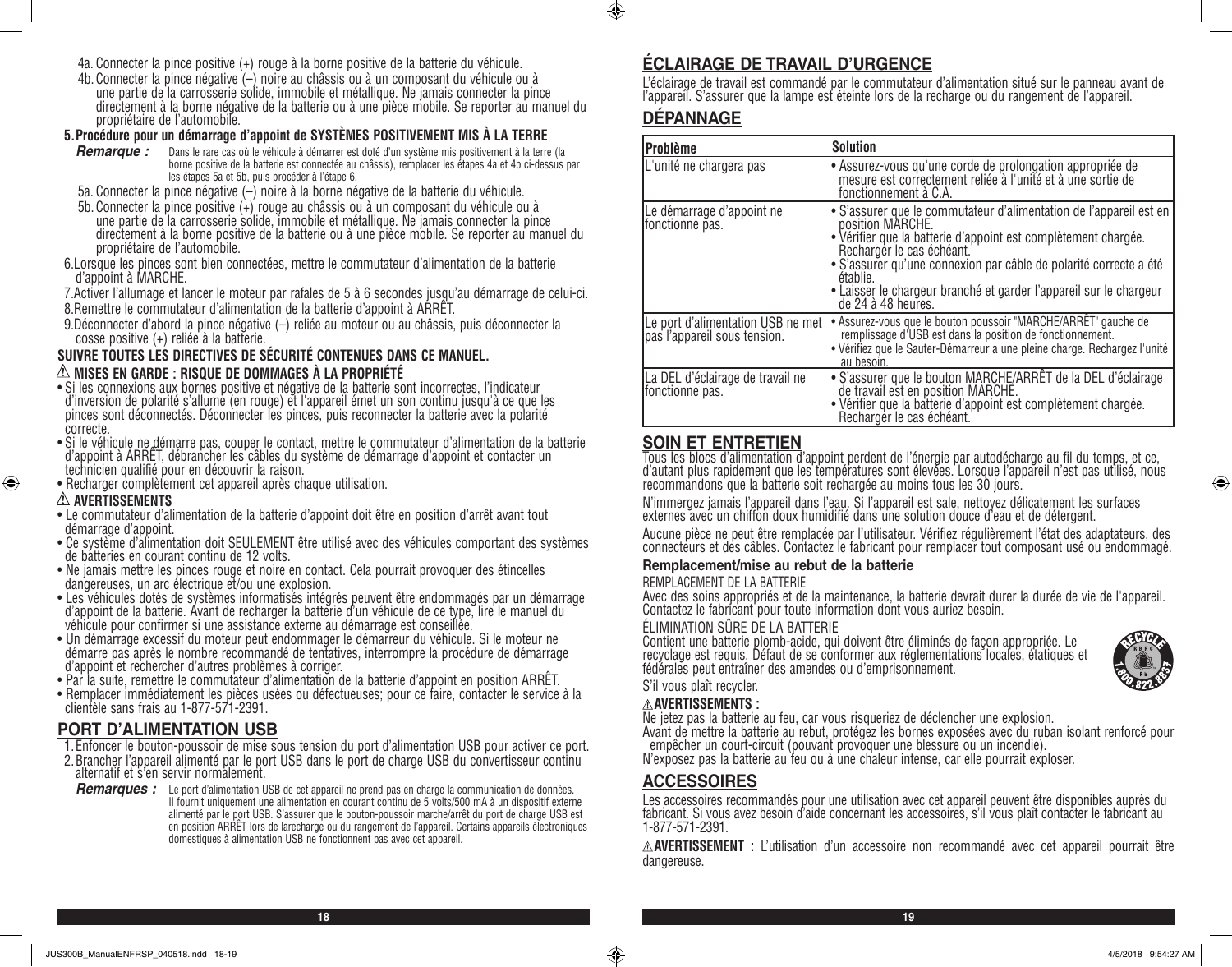4a. Connecter la pince positive (+) rouge à la borne positive de la batterie du véhicule.

4b. Connecter la pince négative (–) noire au châssis ou à un composant du véhicule ou à une partie de la carrosserie solide, immobile et métallique. Ne jamais connecter la pince directement à la borne négative de la batterie ou à une pièce mobile. Se reporter au manuel du propriétaire de l'automobile.

**5. Procédure pour un démarrage d'appoint de SYSTÈMES POSITIVEMENT MIS À LA TERRE**

***Remarque :*** Dans le rare cas où le véhicule à démarrer est doté d'un système mis positivement à la terre (la borne positive de la batterie est connectée au châssis), remplacer les étapes 4a et 4b ci-dessus par les étapes 5a et 5b, puis procéder à l'étape 6.

5a. Connecter la pince négative (–) noire à la borne négative de la batterie du véhicule.

5b. Connecter la pince positive (+) rouge au châssis ou à un composant du véhicule ou à une partie de la carrosserie solide, immobile et métallique. Ne jamais connecter la pince directement à la borne positive de la batterie ou à une pièce mobile. Se reporter au manuel du propriétaire de l'automobile.

6. Lorsque les pinces sont bien connectées, mettre le commutateur d'alimentation de la batterie d'appoint à MARCHE.

7. Activer l'allumage et lancer le moteur par rafales de 5 à 6 secondes jusqu'au démarrage de celui-ci.

8. Remettre le commutateur d'alimentation de la batterie d'appoint à ARRÊT.

9. Déconnecter d'abord la pince négative (–) reliée au moteur ou au châssis, puis déconnecter la cosse positive (+) reliée à la batterie.

**SUIVRE TOUTES LES DIRECTIVES DE SÉCURITÉ CONTENUES DANS CE MANUEL.**

**⚠ MISES EN GARDE : RISQUE DE DOMMAGES À LA PROPRIÉTÉ**

- Si les connexions aux bornes positive et négative de la batterie sont incorrectes, l'indicateur d'inversion de polarité s'allume (en rouge) et l'appareil émet un son continu jusqu'à ce que les pinces sont déconnectés. Déconnecter les pinces, puis reconnecter la batterie avec la polarité correcte.
- Si le véhicule ne démarre pas, couper le contact, mettre le commutateur d'alimentation de la batterie d'appoint à ARRÊT, débrancher les câbles du système de démarrage d'appoint et contacter un technicien qualifié pour en découvrir la raison.
- Recharger complètement cet appareil après chaque utilisation.

**⚠ AVERTISSEMENTS**

- Le commutateur d'alimentation de la batterie d'appoint doit être en position d'arrêt avant tout démarrage d'appoint.
- Ce système d'alimentation doit SEULEMENT être utilisé avec des véhicules comportant des systèmes de batteries en courant continu de 12 volts.
- Ne jamais mettre les pinces rouge et noire en contact. Cela pourrait provoquer des étincelles dangereuses, un arc électrique et/ou une explosion.
- Les véhicules dotés de systèmes informatisés intégrés peuvent être endommagés par un démarrage d'appoint de la batterie. Avant de recharger la batterie d'un véhicule de ce type, lire le manuel du véhicule pour confirmer si une assistance externe au démarrage est conseillée.
- Un démarrage excessif du moteur peut endommager le démarreur du véhicule. Si le moteur ne démarre pas après le nombre recommandé de tentatives, interrompre la procédure de démarrage d'appoint et rechercher d'autres problèmes à corriger.
- Par la suite, remettre le commutateur d'alimentation de la batterie d'appoint en position ARRÊT.
- Remplacer immédiatement les pièces usées ou défectueuses; pour ce faire, contacter le service à la clientèle sans frais au 1-877-571-2391.

## PORT D'ALIMENTATION USB

1. Enfoncer le bouton-poussoir de mise sous tension du port d'alimentation USB pour activer ce port.
2. Brancher l'appareil alimenté par le port USB dans le port de charge USB du convertisseur continu alternatif et s'en servir normalement.

***Remarques :*** Le port d'alimentation USB de cet appareil ne prend pas en charge la communication de données. Il fournit uniquement une alimentation en courant continu de 5 volts/500 mA à un dispositif externe alimenté par le port USB. S'assurer que le bouton-poussoir marche/arrêt du port de charge USB est en position ARRÊT lors de larecharge ou du rangement de l'appareil. Certains appareils électroniques domestiques à alimentation USB ne fonctionnent pas avec cet appareil.

## ÉCLAIRAGE DE TRAVAIL D'URGENCE

L'éclairage de travail est commandé par le commutateur d'alimentation situé sur le panneau avant de l'appareil. S'assurer que la lampe est éteinte lors de la recharge ou du rangement de l'appareil.

## DÉPANNAGE

| Problème | Solution |
|---|---|
| L'unité ne chargera pas | • Assurez-vous qu'une corde de prolongation appropriée de mesure est correctement reliée à l'unité et à une sortie de fonctionnement à C.A. |
| Le démarrage d'appoint ne fonctionne pas. | • S'assurer que le commutateur d'alimentation de l'appareil est en position MARCHE.<br>• Vérifier que la batterie d'appoint est complètement chargée. Recharger le cas échéant.<br>• S'assurer qu'une connexion par câble de polarité correcte a été établie.<br>• Laisser le chargeur branché et garder l'appareil sur le chargeur de 24 à 48 heures. |
| Le port d'alimentation USB ne met pas l'appareil sous tension. | • Assurez-vous que le bouton poussoir "MARCHE/ARRÊT" gauche de remplissage d'USB est dans la position de fonctionnement.<br>• Vérifiez que le Sauter-Démarreur a une pleine charge. Rechargez l'unité au besoin. |
| La DEL d'éclairage de travail ne fonctionne pas. | • S'assurer que le bouton MARCHE/ARRÊT de la DEL d'éclairage de travail est en position MARCHE.<br>• Vérifier que la batterie d'appoint est complètement chargée. Recharger le cas échéant. |

## SOIN ET ENTRETIEN

Tous les blocs d'alimentation d'appoint perdent de l'énergie par autodécharge au fil du temps, et ce, d'autant plus rapidement que les températures sont élevées. Lorsque l'appareil n'est pas utilisé, nous recommandons que la batterie soit rechargée au moins tous les 30 jours.

N'immergez jamais l'appareil dans l'eau. Si l'appareil est sale, nettoyez délicatement les surfaces externes avec un chiffon doux humidifié dans une solution douce d'eau et de détergent.

Aucune pièce ne peut être remplacée par l'utilisateur. Vérifiez régulièrement l'état des adaptateurs, des connecteurs et des câbles. Contactez le fabricant pour remplacer tout composant usé ou endommagé.

### Remplacement/mise au rebut de la batterie

REMPLACEMENT DE LA BATTERIE

Avec des soins appropriés et de la maintenance, la batterie devrait durer la durée de vie de l'appareil. Contactez le fabricant pour toute information dont vous auriez besoin.

ÉLIMINATION SÛRE DE LA BATTERIE

Contient une batterie plomb-acide, qui doivent être éliminés de façon appropriée. Le recyclage est requis. Défaut de se conformer aux réglementations locales, étatiques et fédérales peut entraîner des amendes ou d'emprisonnement.

S'il vous plaît recycler.

**⚠AVERTISSEMENTS :**

Ne jetez pas la batterie au feu, car vous risqueriez de déclencher une explosion.

Avant de mettre la batterie au rebut, protégez les bornes exposées avec du ruban isolant renforcé pour empêcher un court-circuit (pouvant provoquer une blessure ou un incendie).

N'exposez pas la batterie au feu ou à une chaleur intense, car elle pourrait exploser.

## ACCESSOIRES

Les accessoires recommandés pour une utilisation avec cet appareil peuvent être disponibles auprès du fabricant. Si vous avez besoin d'aide concernant les accessoires, s'il vous plaît contacter le fabricant au 1-877-571-2391.

**⚠AVERTISSEMENT :** L'utilisation d'un accessoire non recommandé avec cet appareil pourrait être dangereuse.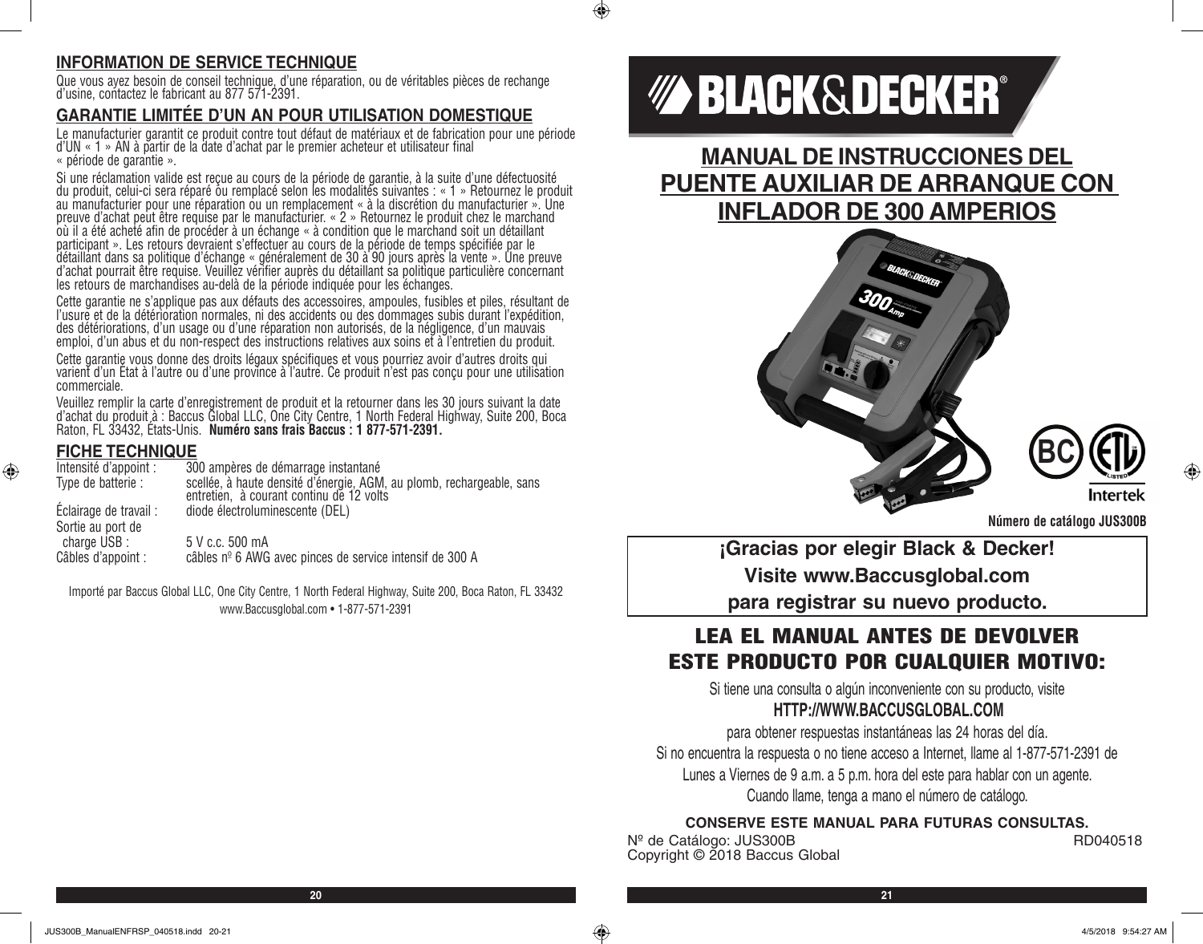## INFORMATION DE SERVICE TECHNIQUE

Que vous ayez besoin de conseil technique, d'une réparation, ou de véritables pièces de rechange d'usine, contactez le fabricant au 877 571-2391.

## GARANTIE LIMITÉE D'UN AN POUR UTILISATION DOMESTIQUE

Le manufacturier garantit ce produit contre tout défaut de matériaux et de fabrication pour une période d'UN « 1 » AN à partir de la date d'achat par le premier acheteur et utilisateur final « période de garantie ».

Si une réclamation valide est reçue au cours de la période de garantie, à la suite d'une défectuosité du produit, celui-ci sera réparé ou remplacé selon les modalités suivantes : « 1 » Retournez le produit au manufacturier pour une réparation ou un remplacement « à la discrétion du manufacturier ». Une preuve d'achat peut être requise par le manufacturier. « 2 » Retournez le produit chez le marchand où il a été acheté afin de procéder à un échange « à condition que le marchand soit un détaillant participant ». Les retours devraient s'effectuer au cours de la période de temps spécifiée par le détaillant dans sa politique d'échange « généralement de 30 à 90 jours après la vente ». Une preuve d'achat pourrait être requise. Veuillez vérifier auprès du détaillant sa politique particulière concernant les retours de marchandises au-delà de la période indiquée pour les échanges.

Cette garantie ne s'applique pas aux défauts des accessoires, ampoules, fusibles et piles, résultant de l'usure et de la détérioration normales, ni des accidents ou des dommages subis durant l'expédition, des détériorations, d'un usage ou d'une réparation non autorisés, de la négligence, d'un mauvais emploi, d'un abus et du non-respect des instructions relatives aux soins et à l'entretien du produit.

Cette garantie vous donne des droits légaux spécifiques et vous pourriez avoir d'autres droits qui varient d'un État à l'autre ou d'une province à l'autre. Ce produit n'est pas conçu pour une utilisation commerciale.

Veuillez remplir la carte d'enregistrement de produit et la retourner dans les 30 jours suivant la date d'achat du produit à : Baccus Global LLC, One City Centre, 1 North Federal Highway, Suite 200, Boca Raton, FL 33432, États-Unis. **Numéro sans frais Baccus : 1 877-571-2391.**

## FICHE TECHNIQUE

| | |
|---|---|
| Intensité d'appoint : | 300 ampères de démarrage instantané |
| Type de batterie : | scellée, à haute densité d'énergie, AGM, au plomb, rechargeable, sans entretien, à courant continu de 12 volts |
| Éclairage de travail : | diode électroluminescente (DEL) |
| Sortie au port de charge USB : | 5 V c.c. 500 mA |
| Câbles d'appoint : | câbles nº 6 AWG avec pinces de service intensif de 300 A |

Importé par Baccus Global LLC, One City Centre, 1 North Federal Highway, Suite 200, Boca Raton, FL 33432
www.Baccusglobal.com • 1-877-571-2391

BLACK&DECKER®

# MANUAL DE INSTRUCCIONES DEL PUENTE AUXILIAR DE ARRANQUE CON INFLADOR DE 300 AMPERIOS

**Número de catálogo JUS300B**

**¡Gracias por elegir Black & Decker!**
**Visite www.Baccusglobal.com**
**para registrar su nuevo producto.**

## LEA EL MANUAL ANTES DE DEVOLVER ESTE PRODUCTO POR CUALQUIER MOTIVO:

Si tiene una consulta o algún inconveniente con su producto, visite

**HTTP://WWW.BACCUSGLOBAL.COM**

para obtener respuestas instantáneas las 24 horas del día.

Si no encuentra la respuesta o no tiene acceso a Internet, llame al 1-877-571-2391 de Lunes a Viernes de 9 a.m. a 5 p.m. hora del este para hablar con un agente. Cuando llame, tenga a mano el número de catálogo.

**CONSERVE ESTE MANUAL PARA FUTURAS CONSULTAS.**

Nº de Catálogo: JUS300B RD040518
Copyright © 2018 Baccus Global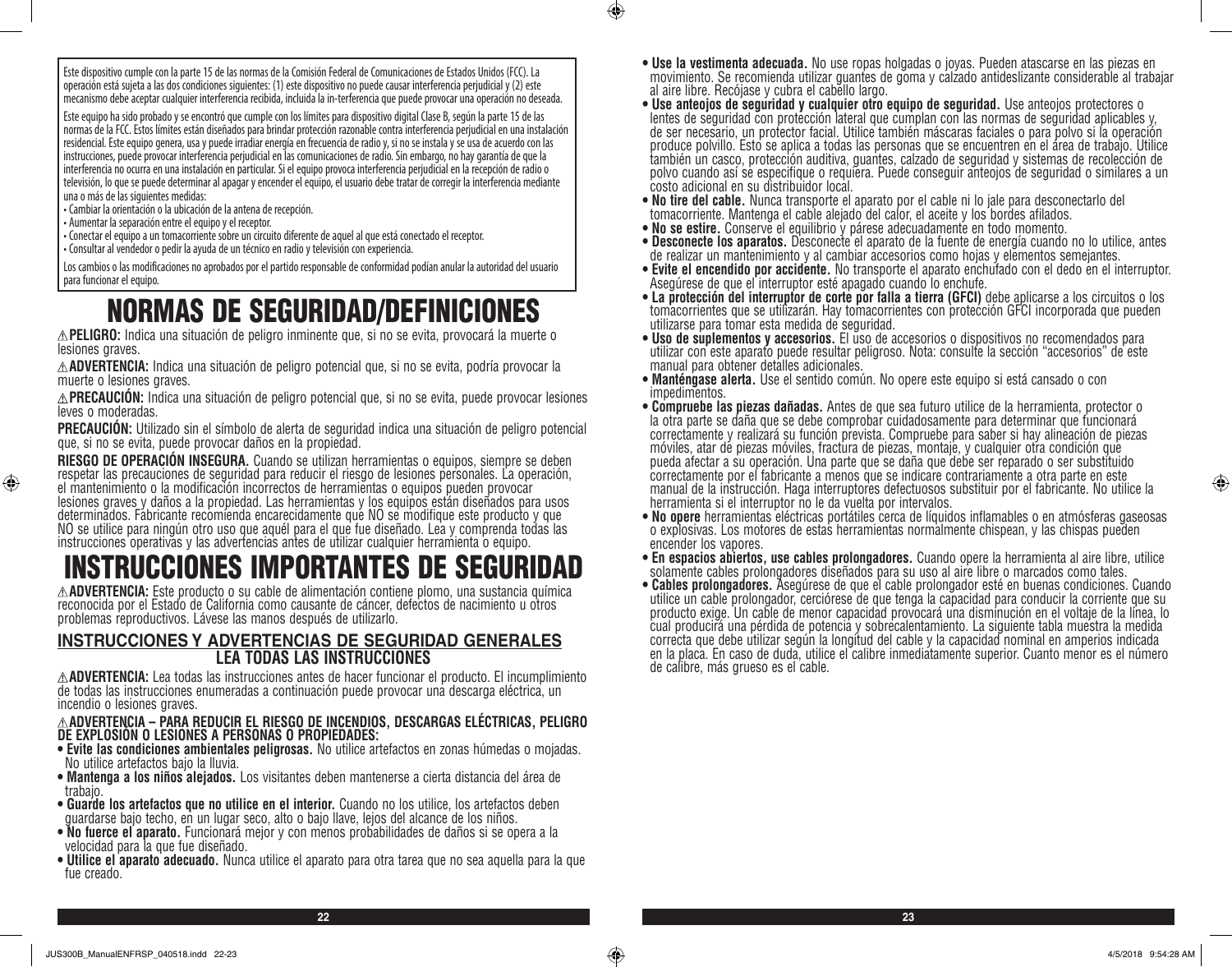Este dispositivo cumple con la parte 15 de las normas de la Comisión Federal de Comunicaciones de Estados Unidos (FCC). La operación está sujeta a las dos condiciones siguientes: (1) este dispositivo no puede causar interferencia perjudicial y (2) este mecanismo debe aceptar cualquier interferencia recibida, incluida la in-terferencia que puede provocar una operación no deseada.

Este equipo ha sido probado y se encontró que cumple con los límites para dispositivo digital Clase B, según la parte 15 de las normas de la FCC. Estos límites están diseñados para brindar protección razonable contra interferencia perjudicial en una instalación residencial. Este equipo genera, usa y puede irradiar energía en frecuencia de radio y, si no se instala y se usa de acuerdo con las instrucciones, puede provocar interferencia perjudicial en las comunicaciones de radio. Sin embargo, no hay garantía de que la interferencia no ocurra en una instalación en particular. Si el equipo provoca interferencia perjudicial en la recepción de radio o televisión, lo que se puede determinar al apagar y encender el equipo, el usuario debe tratar de corregir la interferencia mediante una o más de las siguientes medidas:

- Cambiar la orientación o la ubicación de la antena de recepción.
- Aumentar la separación entre el equipo y el receptor.
- Conectar el equipo a un tomacorriente sobre un circuito diferente de aquel al que está conectado el receptor.
- Consultar al vendedor o pedir la ayuda de un técnico en radio y televisión con experiencia.

Los cambios o las modificaciones no aprobados por el partido responsable de conformidad podían anular la autoridad del usuario para funcionar el equipo.

# NORMAS DE SEGURIDAD/DEFINICIONES

⚠**PELIGRO:** Indica una situación de peligro inminente que, si no se evita, provocará la muerte o lesiones graves.

⚠**ADVERTENCIA:** Indica una situación de peligro potencial que, si no se evita, podría provocar la muerte o lesiones graves.

⚠**PRECAUCIÓN:** Indica una situación de peligro potencial que, si no se evita, puede provocar lesiones leves o moderadas.

**PRECAUCIÓN:** Utilizado sin el símbolo de alerta de seguridad indica una situación de peligro potencial que, si no se evita, puede provocar daños en la propiedad.

**RIESGO DE OPERACIÓN INSEGURA.** Cuando se utilizan herramientas o equipos, siempre se deben respetar las precauciones de seguridad para reducir el riesgo de lesiones personales. La operación, el mantenimiento o la modificación incorrectos de herramientas o equipos pueden provocar lesiones graves y daños a la propiedad. Las herramientas y los equipos están diseñados para usos determinados. Fabricante recomienda encarecidamente que NO se modifique este producto y que NO se utilice para ningún otro uso que aquél para el que fue diseñado. Lea y comprenda todas las instrucciones operativas y las advertencias antes de utilizar cualquier herramienta o equipo.

# INSTRUCCIONES IMPORTANTES DE SEGURIDAD

⚠**ADVERTENCIA:** Este producto o su cable de alimentación contiene plomo, una sustancia química reconocida por el Estado de California como causante de cáncer, defectos de nacimiento u otros problemas reproductivos. Lávese las manos después de utilizarlo.

## INSTRUCCIONES Y ADVERTENCIAS DE SEGURIDAD GENERALES
### LEA TODAS LAS INSTRUCCIONES

⚠**ADVERTENCIA:** Lea todas las instrucciones antes de hacer funcionar el producto. El incumplimiento de todas las instrucciones enumeradas a continuación puede provocar una descarga eléctrica, un incendio o lesiones graves.

⚠**ADVERTENCIA – PARA REDUCIR EL RIESGO DE INCENDIOS, DESCARGAS ELÉCTRICAS, PELIGRO DE EXPLOSIÓN O LESIONES A PERSONAS O PROPIEDADES:**

- **Evite las condiciones ambientales peligrosas.** No utilice artefactos en zonas húmedas o mojadas. No utilice artefactos bajo la lluvia.
- **Mantenga a los niños alejados.** Los visitantes deben mantenerse a cierta distancia del área de trabajo.
- **Guarde los artefactos que no utilice en el interior.** Cuando no los utilice, los artefactos deben guardarse bajo techo, en un lugar seco, alto o bajo llave, lejos del alcance de los niños.
- **No fuerce el aparato.** Funcionará mejor y con menos probabilidades de daños si se opera a la velocidad para la que fue diseñado.
- **Utilice el aparato adecuado.** Nunca utilice el aparato para otra tarea que no sea aquella para la que fue creado.
- **Use la vestimenta adecuada.** No use ropas holgadas o joyas. Pueden atascarse en las piezas en movimiento. Se recomienda utilizar guantes de goma y calzado antideslizante considerable al trabajar al aire libre. Recójase y cubra el cabello largo.
- **Use anteojos de seguridad y cualquier otro equipo de seguridad.** Use anteojos protectores o lentes de seguridad con protección lateral que cumplan con las normas de seguridad aplicables y, de ser necesario, un protector facial. Utilice también máscaras faciales o para polvo si la operación produce polvillo. Esto se aplica a todas las personas que se encuentren en el área de trabajo. Utilice también un casco, protección auditiva, guantes, calzado de seguridad y sistemas de recolección de polvo cuando así se especifique o requiera. Puede conseguir anteojos de seguridad o similares a un costo adicional en su distribuidor local.
- **No tire del cable.** Nunca transporte el aparato por el cable ni lo jale para desconectarlo del tomacorriente. Mantenga el cable alejado del calor, el aceite y los bordes afilados.
- **No se estire.** Conserve el equilibrio y párese adecuadamente en todo momento.
- **Desconecte los aparatos.** Desconecte el aparato de la fuente de energía cuando no lo utilice, antes de realizar un mantenimiento y al cambiar accesorios como hojas y elementos semejantes.
- **Evite el encendido por accidente.** No transporte el aparato enchufado con el dedo en el interruptor. Asegúrese de que el interruptor esté apagado cuando lo enchufe.
- **La protección del interruptor de corte por falla a tierra (GFCI)** debe aplicarse a los circuitos o los tomacorrientes que se utilizarán. Hay tomacorrientes con protección GFCI incorporada que pueden utilizarse para tomar esta medida de seguridad.
- **Uso de suplementos y accesorios.** El uso de accesorios o dispositivos no recomendados para utilizar con este aparato puede resultar peligroso. Nota: consulte la sección "accesorios" de este manual para obtener detalles adicionales.
- **Manténgase alerta.** Use el sentido común. No opere este equipo si está cansado o con impedimentos.
- **Compruebe las piezas dañadas.** Antes de que sea futuro utilice de la herramienta, protector o la otra parte se daña que se debe comprobar cuidadosamente para determinar que funcionará correctamente y realizará su función prevista. Compruebe para saber si hay alineación de piezas móviles, atar de piezas móviles, fractura de piezas, montaje, y cualquier otra condición que pueda afectar a su operación. Una parte que se daña que debe ser reparado o ser substituido correctamente por el fabricante a menos que se indicare contrariamente a otra parte en este manual de la instrucción. Haga interruptores defectuosos substituir por el fabricante. No utilice la herramienta si el interruptor no le da vuelta por intervalos.
- **No opere** herramientas eléctricas portátiles cerca de líquidos inflamables o en atmósferas gaseosas o explosivas. Los motores de estas herramientas normalmente chispean, y las chispas pueden encender los vapores.
- **En espacios abiertos, use cables prolongadores.** Cuando opere la herramienta al aire libre, utilice solamente cables prolongadores diseñados para su uso al aire libre o marcados como tales.
- **Cables prolongadores.** Asegúrese de que el cable prolongador esté en buenas condiciones. Cuando utilice un cable prolongador, cerciórese de que tenga la capacidad para conducir la corriente que su producto exige. Un cable de menor capacidad provocará una disminución en el voltaje de la línea, lo cual producirá una pérdida de potencia y sobrecalentamiento. La siguiente tabla muestra la medida correcta que debe utilizar según la longitud del cable y la capacidad nominal en amperios indicada en la placa. En caso de duda, utilice el calibre inmediatamente superior. Cuanto menor es el número de calibre, más grueso es el cable.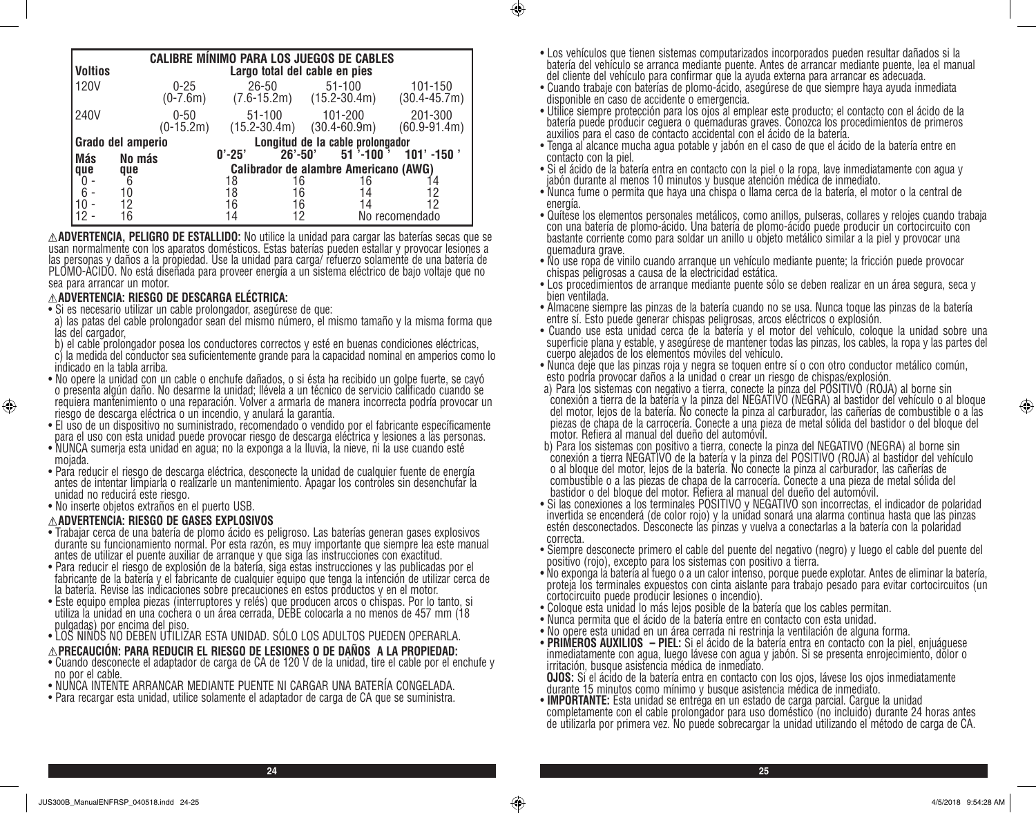| CALIBRE MÍNIMO PARA LOS JUEGOS DE CABLES | | | | | |
|---|---|---|---|---|---|
| **Voltios** | | **Largo total del cable en pies** | | | |
| 120V | | 0-25 (0-7.6m) | 26-50 (7.6-15.2m) | 51-100 (15.2-30.4m) | 101-150 (30.4-45.7m) |
| 240V | | 0-50 (0-15.2m) | 51-100 (15.2-30.4m) | 101-200 (30.4-60.9m) | 201-300 (60.9-91.4m) |
| **Grado del amperio** | | **Longitud de la cable prolongador** | | | |
| **Más que** | **No más que** | **0'-25'** | **26'-50'** | **51 '-100 '** | **101' -150 '** |
| | | **Calibrador de alambre Americano (AWG)** | | | |
| 0 - | 6 | 18 | 16 | 16 | 14 |
| 6 - | 10 | 18 | 16 | 14 | 12 |
| 10 - | 12 | 16 | 16 | 14 | 12 |
| 12 - | 16 | 14 | 12 | No recomendado | |

⚠**ADVERTENCIA, PELIGRO DE ESTALLIDO:** No utilice la unidad para cargar las baterías secas que se usan normalmente con los aparatos domésticos. Estas baterías pueden estallar y provocar lesiones a las personas y daños a la propiedad. Use la unidad para carga/ refuerzo solamente de una batería de PLOMO-ÁCIDO. No está diseñada para proveer energía a un sistema eléctrico de bajo voltaje que no sea para arrancar un motor.

### ⚠ADVERTENCIA: RIESGO DE DESCARGA ELÉCTRICA:

- Si es necesario utilizar un cable prolongador, asegúrese de que:
  a) las patas del cable prolongador sean del mismo número, el mismo tamaño y la misma forma que las del cargador,
  b) el cable prolongador posea los conductores correctos y esté en buenas condiciones eléctricas,
  c) la medida del conductor sea suficientemente grande para la capacidad nominal en amperios como lo indicado en la tabla arriba.
- No opere la unidad con un cable o enchufe dañados, o si ésta ha recibido un golpe fuerte, se cayó o presenta algún daño. No desarme la unidad; llévela a un técnico de servicio calificado cuando se requiera mantenimiento o una reparación. Volver a armarla de manera incorrecta podría provocar un riesgo de descarga eléctrica o un incendio, y anulará la garantía.
- El uso de un dispositivo no suministrado, recomendado o vendido por el fabricante específicamente para el uso con esta unidad puede provocar riesgo de descarga eléctrica y lesiones a las personas.
- NUNCA sumerja esta unidad en agua; no la exponga a la lluvia, la nieve, ni la use cuando esté mojada.
- Para reducir el riesgo de descarga eléctrica, desconecte la unidad de cualquier fuente de energía antes de intentar limpiarla o realizarle un mantenimiento. Apagar los controles sin desenchufar la unidad no reducirá este riesgo.
- No inserte objetos extraños en el puerto USB.

### ⚠ADVERTENCIA: RIESGO DE GASES EXPLOSIVOS

- Trabajar cerca de una batería de plomo ácido es peligroso. Las baterías generan gases explosivos durante su funcionamiento normal. Por esta razón, es muy importante que siempre lea este manual antes de utilizar el puente auxiliar de arranque y que siga las instrucciones con exactitud.
- Para reducir el riesgo de explosión de la batería, siga estas instrucciones y las publicadas por el fabricante de la batería y el fabricante de cualquier equipo que tenga la intención de utilizar cerca de la batería. Revise las indicaciones sobre precauciones en estos productos y en el motor.
- Este equipo emplea piezas (interruptores y relés) que producen arcos o chispas. Por lo tanto, si utiliza la unidad en una cochera o un área cerrada, DEBE colocarla a no menos de 457 mm (18 pulgadas) por encima del piso.
- LOS NIÑOS NO DEBEN UTILIZAR ESTA UNIDAD. SÓLO LOS ADULTOS PUEDEN OPERARLA.

### ⚠PRECAUCIÓN: PARA REDUCIR EL RIESGO DE LESIONES O DE DAÑOS A LA PROPIEDAD:

- Cuando desconecte el adaptador de carga de CA de 120 V de la unidad, tire el cable por el enchufe y no por el cable.
- NUNCA INTENTE ARRANCAR MEDIANTE PUENTE NI CARGAR UNA BATERÍA CONGELADA.
- Para recargar esta unidad, utilice solamente el adaptador de carga de CA que se suministra.
- Los vehículos que tienen sistemas computarizados incorporados pueden resultar dañados si la batería del vehículo se arranca mediante puente. Antes de arrancar mediante puente, lea el manual del cliente del vehículo para confirmar que la ayuda externa para arrancar es adecuada.
- Cuando trabaje con baterías de plomo-ácido, asegúrese de que siempre haya ayuda inmediata disponible en caso de accidente o emergencia.
- Utilice siempre protección para los ojos al emplear este producto; el contacto con el ácido de la batería puede producir ceguera o quemaduras graves. Conozca los procedimientos de primeros auxilios para el caso de contacto accidental con el ácido de la batería.
- Tenga al alcance mucha agua potable y jabón en el caso de que el ácido de la batería entre en contacto con la piel.
- Si el ácido de la batería entra en contacto con la piel o la ropa, lave inmediatamente con agua y jabón durante al menos 10 minutos y busque atención médica de inmediato.
- Nunca fume o permita que haya una chispa o llama cerca de la batería, el motor o la central de energía.
- Quítese los elementos personales metálicos, como anillos, pulseras, collares y relojes cuando trabaja con una batería de plomo-ácido. Una batería de plomo-ácido puede producir un cortocircuito con bastante corriente como para soldar un anillo u objeto metálico similar a la piel y provocar una quemadura grave.
- No use ropa de vinilo cuando arranque un vehículo mediante puente; la fricción puede provocar chispas peligrosas a causa de la electricidad estática.
- Los procedimientos de arranque mediante puente sólo se deben realizar en un área segura, seca y bien ventilada.
- Almacene siempre las pinzas de la batería cuando no se usa. Nunca toque las pinzas de la batería entre sí. Esto puede generar chispas peligrosas, arcos eléctricos o explosión.
- Cuando use esta unidad cerca de la batería y el motor del vehículo, coloque la unidad sobre una superficie plana y estable, y asegúrese de mantener todas las pinzas, los cables, la ropa y las partes del cuerpo alejados de los elementos móviles del vehículo.
- Nunca deje que las pinzas roja y negra se toquen entre sí o con otro conductor metálico común, esto podría provocar daños a la unidad o crear un riesgo de chispas/explosión.
  a) Para los sistemas con negativo a tierra, conecte la pinza del POSITIVO (ROJA) al borne sin conexión a tierra de la batería y la pinza del NEGATIVO (NEGRA) al bastidor del vehículo o al bloque del motor, lejos de la batería. No conecte la pinza al carburador, las cañerías de combustible o a las piezas de chapa de la carrocería. Conecte a una pieza de metal sólida del bastidor o del bloque del motor. Refiera al manual del dueño del automóvil.
  b) Para los sistemas con positivo a tierra, conecte la pinza del NEGATIVO (NEGRA) al borne sin conexión a tierra NEGATIVO de la batería y la pinza del POSITIVO (ROJA) al bastidor del vehículo o al bloque del motor, lejos de la batería. No conecte la pinza al carburador, las cañerías de combustible o a las piezas de chapa de la carrocería. Conecte a una pieza de metal sólida del bastidor o del bloque del motor. Refiera al manual del dueño del automóvil.
- Si las conexiones a los terminales POSITIVO y NEGATIVO son incorrectas, el indicador de polaridad invertida se encenderá (de color rojo) y la unidad sonará una alarma continua hasta que las pinzas estén desconectados. Desconecte las pinzas y vuelva a conectarlas a la batería con la polaridad correcta.
- Siempre desconecte primero el cable del puente del negativo (negro) y luego el cable del puente del positivo (rojo), excepto para los sistemas con positivo a tierra.
- No exponga la batería al fuego o a un calor intenso, porque puede explotar. Antes de eliminar la batería, proteja los terminales expuestos con cinta aislante para trabajo pesado para evitar cortocircuitos (un cortocircuito puede producir lesiones o incendio).
- Coloque esta unidad lo más lejos posible de la batería que los cables permitan.
- Nunca permita que el ácido de la batería entre en contacto con esta unidad.
- No opere esta unidad en un área cerrada ni restrinja la ventilación de alguna forma.
- **PRIMEROS AUXILIOS – PIEL:** Si el ácido de la batería entra en contacto con la piel, enjuáguese inmediatamente con agua, luego lávese con agua y jabón. Si se presenta enrojecimiento, dolor o irritación, busque asistencia médica de inmediato.
  **OJOS:** Si el ácido de la batería entra en contacto con los ojos, lávese los ojos inmediatamente durante 15 minutos como mínimo y busque asistencia médica de inmediato.
- **IMPORTANTE:** Esta unidad se entrega en un estado de carga parcial. Cargue la unidad completamente con el cable prolongador para uso doméstico (no incluido) durante 24 horas antes de utilizarla por primera vez. No puede sobrecargar la unidad utilizando el método de carga de CA.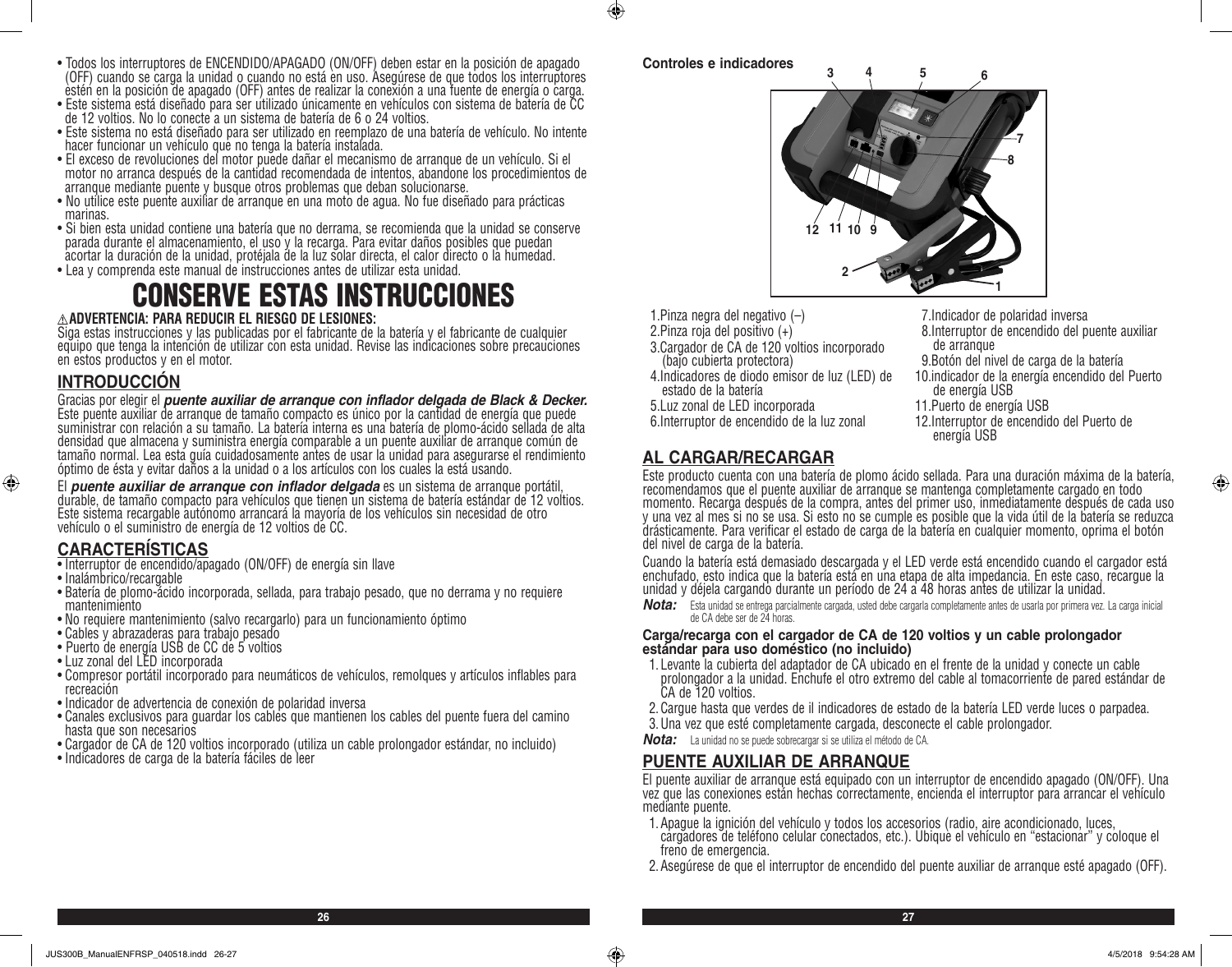- Todos los interruptores de ENCENDIDO/APAGADO (ON/OFF) deben estar en la posición de apagado (OFF) cuando se carga la unidad o cuando no está en uso. Asegúrese de que todos los interruptores estén en la posición de apagado (OFF) antes de realizar la conexión a una fuente de energía o carga.
- Este sistema está diseñado para ser utilizado únicamente en vehículos con sistema de batería de CC de 12 voltios. No lo conecte a un sistema de batería de 6 o 24 voltios.
- Este sistema no está diseñado para ser utilizado en reemplazo de una batería de vehículo. No intente hacer funcionar un vehículo que no tenga la batería instalada.
- El exceso de revoluciones del motor puede dañar el mecanismo de arranque de un vehículo. Si el motor no arranca después de la cantidad recomendada de intentos, abandone los procedimientos de arranque mediante puente y busque otros problemas que deban solucionarse.
- No utilice este puente auxiliar de arranque en una moto de agua. No fue diseñado para prácticas marinas.
- Si bien esta unidad contiene una batería que no derrama, se recomienda que la unidad se conserve parada durante el almacenamiento, el uso y la recarga. Para evitar daños posibles que puedan acortar la duración de la unidad, protéjala de la luz solar directa, el calor directo o la humedad.
- Lea y comprenda este manual de instrucciones antes de utilizar esta unidad.

# CONSERVE ESTAS INSTRUCCIONES

**⚠ADVERTENCIA: PARA REDUCIR EL RIESGO DE LESIONES:**
Siga estas instrucciones y las publicadas por el fabricante de la batería y el fabricante de cualquier equipo que tenga la intención de utilizar con esta unidad. Revise las indicaciones sobre precauciones en estos productos y en el motor.

## INTRODUCCIÓN

Gracias por elegir el ***puente auxiliar de arranque con inflador delgada de Black & Decker.*** Este puente auxiliar de arranque de tamaño compacto es único por la cantidad de energía que puede suministrar con relación a su tamaño. La batería interna es una batería de plomo-ácido sellada de alta densidad que almacena y suministra energía comparable a un puente auxiliar de arranque común de tamaño normal. Lea esta guía cuidadosamente antes de usar la unidad para asegurarse el rendimiento óptimo de ésta y evitar daños a la unidad o a los artículos con los cuales la está usando.

El ***puente auxiliar de arranque con inflador delgada*** es un sistema de arranque portátil, durable, de tamaño compacto para vehículos que tienen un sistema de batería estándar de 12 voltios. Este sistema recargable autónomo arrancará la mayoría de los vehículos sin necesidad de otro vehículo o el suministro de energía de 12 voltios de CC.

## CARACTERÍSTICAS

- Interruptor de encendido/apagado (ON/OFF) de energía sin llave
- Inalámbrico/recargable
- Batería de plomo-ácido incorporada, sellada, para trabajo pesado, que no derrama y no requiere mantenimiento
- No requiere mantenimiento (salvo recargarlo) para un funcionamiento óptimo
- Cables y abrazaderas para trabajo pesado
- Puerto de energía USB de CC de 5 voltios
- Luz zonal del LED incorporada
- Compresor portátil incorporado para neumáticos de vehículos, remolques y artículos inflables para recreación
- Indicador de advertencia de conexión de polaridad inversa
- Canales exclusivos para guardar los cables que mantienen los cables del puente fuera del camino hasta que son necesarios
- Cargador de CA de 120 voltios incorporado (utiliza un cable prolongador estándar, no incluido)
- Indicadores de carga de la batería fáciles de leer

**Controles e indicadores**

1. Pinza negra del negativo (–)
2. Pinza roja del positivo (+)
3. Cargador de CA de 120 voltios incorporado (bajo cubierta protectora)
4. Indicadores de diodo emisor de luz (LED) de estado de la batería
5. Luz zonal de LED incorporada
6. Interruptor de encendido de la luz zonal
7. Indicador de polaridad inversa
8. Interruptor de encendido del puente auxiliar de arranque
9. Botón del nivel de carga de la batería
10. indicador de la energía encendido del Puerto de energía USB
11. Puerto de energía USB
12. Interruptor de encendido del Puerto de energía USB

## AL CARGAR/RECARGAR

Este producto cuenta con una batería de plomo ácido sellada. Para una duración máxima de la batería, recomendamos que el puente auxiliar de arranque se mantenga completamente cargado en todo momento. Recarga después de la compra, antes del primer uso, inmediatamente después de cada uso y una vez al mes si no se usa. Si esto no se cumple es posible que la vida útil de la batería se reduzca drásticamente. Para verificar el estado de carga de la batería en cualquier momento, oprima el botón del nivel de carga de la batería.

Cuando la batería está demasiado descargada y el LED verde está encendido cuando el cargador está enchufado, esto indica que la batería está en una etapa de alta impedancia. En este caso, recargue la unidad y déjela cargando durante un período de 24 a 48 horas antes de utilizar la unidad.

***Nota:*** Esta unidad se entrega parcialmente cargada, usted debe cargarla completamente antes de usarla por primera vez. La carga inicial de CA debe ser de 24 horas.

**Carga/recarga con el cargador de CA de 120 voltios y un cable prolongador estándar para uso doméstico (no incluido)**

1. Levante la cubierta del adaptador de CA ubicado en el frente de la unidad y conecte un cable prolongador a la unidad. Enchufe el otro extremo del cable al tomacorriente de pared estándar de CA de 120 voltios.
2. Cargue hasta que verdes de il indicadores de estado de la batería LED verde luces o parpadea.
3. Una vez que esté completamente cargada, desconecte el cable prolongador.

***Nota:*** La unidad no se puede sobrecargar si se utiliza el método de CA.

## PUENTE AUXILIAR DE ARRANQUE

El puente auxiliar de arranque está equipado con un interruptor de encendido apagado (ON/OFF). Una vez que las conexiones están hechas correctamente, encienda el interruptor para arrancar el vehículo mediante puente.

1. Apague la ignición del vehículo y todos los accesorios (radio, aire acondicionado, luces, cargadores de teléfono celular conectados, etc.). Ubique el vehículo en “estacionar” y coloque el freno de emergencia.
2. Asegúrese de que el interruptor de encendido del puente auxiliar de arranque esté apagado (OFF).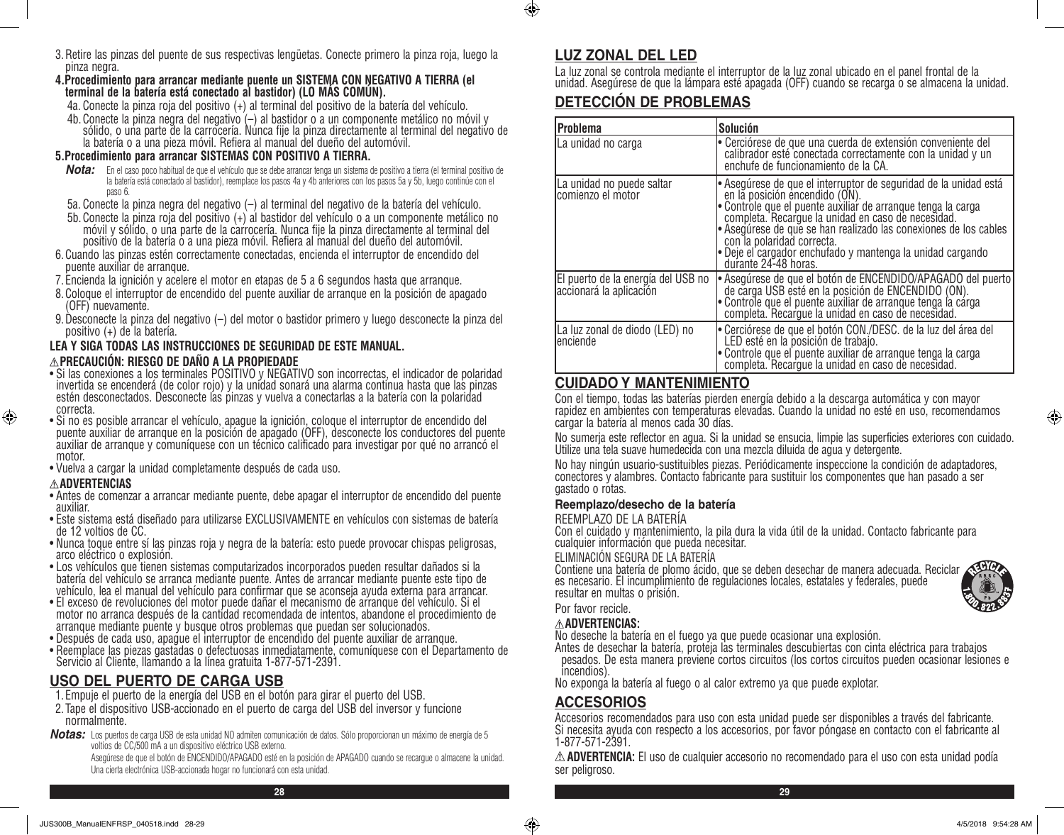3. Retire las pinzas del puente de sus respectivas lengüetas. Conecte primero la pinza roja, luego la pinza negra.

4. **Procedimiento para arrancar mediante puente un SISTEMA CON NEGATIVO A TIERRA (el terminal de la batería está conectado al bastidor) (LO MÁS COMÚN).**
   - 4a. Conecte la pinza roja del positivo (+) al terminal del positivo de la batería del vehículo.
   - 4b. Conecte la pinza negra del negativo (–) al bastidor o a un componente metálico no móvil y sólido, o una parte de la carrocería. Nunca fije la pinza directamente al terminal del negativo de la batería o a una pieza móvil. Refiera al manual del dueño del automóvil.

5. **Procedimiento para arrancar SISTEMAS CON POSITIVO A TIERRA.**

   ***Nota:*** En el caso poco habitual de que el vehículo que se debe arrancar tenga un sistema de positivo a tierra (el terminal positivo de la batería está conectado al bastidor), reemplace los pasos 4a y 4b anteriores con los pasos 5a y 5b, luego continúe con el paso 6.

   - 5a. Conecte la pinza negra del negativo (–) al terminal del negativo de la batería del vehículo.
   - 5b. Conecte la pinza roja del positivo (+) al bastidor del vehículo o a un componente metálico no móvil y sólido, o una parte de la carrocería. Nunca fije la pinza directamente al terminal del positivo de la batería o a una pieza móvil. Refiera al manual del dueño del automóvil.

6. Cuando las pinzas estén correctamente conectadas, encienda el interruptor de encendido del puente auxiliar de arranque.
7. Encienda la ignición y acelere el motor en etapas de 5 a 6 segundos hasta que arranque.
8. Coloque el interruptor de encendido del puente auxiliar de arranque en la posición de apagado (OFF) nuevamente.
9. Desconecte la pinza del negativo (–) del motor o bastidor primero y luego desconecte la pinza del positivo (+) de la batería.

**LEA Y SIGA TODAS LAS INSTRUCCIONES DE SEGURIDAD DE ESTE MANUAL.**

**⚠PRECAUCIÓN: RIESGO DE DAÑO A LA PROPIEDADE**

- Si las conexiones a los terminales POSITIVO y NEGATIVO son incorrectas, el indicador de polaridad invertida se encenderá (de color rojo) y la unidad sonará una alarma continua hasta que las pinzas estén desconectados. Desconecte las pinzas y vuelva a conectarlas a la batería con la polaridad correcta.
- Si no es posible arrancar el vehículo, apague la ignición, coloque el interruptor de encendido del puente auxiliar de arranque en la posición de apagado (OFF), desconecte los conductores del puente auxiliar de arranque y comuníquese con un técnico calificado para investigar por qué no arrancó el motor.
- Vuelva a cargar la unidad completamente después de cada uso.

**⚠ADVERTENCIAS**

- Antes de comenzar a arrancar mediante puente, debe apagar el interruptor de encendido del puente auxiliar.
- Este sistema está diseñado para utilizarse EXCLUSIVAMENTE en vehículos con sistemas de batería de 12 voltios de CC.
- Nunca toque entre sí las pinzas roja y negra de la batería: esto puede provocar chispas peligrosas, arco eléctrico o explosión.
- Los vehículos que tienen sistemas computarizados incorporados pueden resultar dañados si la batería del vehículo se arranca mediante puente. Antes de arrancar mediante puente este tipo de vehículo, lea el manual del vehículo para confirmar que se aconseja ayuda externa para arrancar.
- El exceso de revoluciones del motor puede dañar el mecanismo de arranque del vehículo. Si el motor no arranca después de la cantidad recomendada de intentos, abandone el procedimiento de arranque mediante puente y busque otros problemas que puedan ser solucionados.
- Después de cada uso, apague el interruptor de encendido del puente auxiliar de arranque.
- Reemplace las piezas gastadas o defectuosas inmediatamente, comuníquese con el Departamento de Servicio al Cliente, llamando a la línea gratuita 1-877-571-2391.

## USO DEL PUERTO DE CARGA USB

1. Empuje el puerto de la energía del USB en el botón para girar el puerto del USB.
2. Tape el dispositivo USB-accionado en el puerto de carga del USB del inversor y funcione normalmente.

***Notas:*** Los puertos de carga USB de esta unidad NO admiten comunicación de datos. Sólo proporcionan un máximo de energía de 5 voltios de CC/500 mA a un dispositivo eléctrico USB externo.

Asegúrese de que el botón de ENCENDIDO/APAGADO esté en la posición de APAGADO cuando se recargue o almacene la unidad. Una cierta electrónica USB-accionada hogar no funcionará con esta unidad.

## LUZ ZONAL DEL LED

La luz zonal se controla mediante el interruptor de la luz zonal ubicado en el panel frontal de la unidad. Asegúrese de que la lámpara esté apagada (OFF) cuando se recarga o se almacena la unidad.

## DETECCIÓN DE PROBLEMAS

| Problema | Solución |
|---|---|
| La unidad no carga | • Cerciórese de que una cuerda de extensión conveniente del calibrador esté conectada correctamente con la unidad y un enchufe de funcionamiento de la CA. |
| La unidad no puede saltar comienzo el motor | • Asegúrese de que el interruptor de seguridad de la unidad está en la posición encendido (ON).<br>• Controle que el puente auxiliar de arranque tenga la carga completa. Recargue la unidad en caso de necesidad.<br>• Asegúrese de que se han realizado las conexiones de los cables con la polaridad correcta.<br>• Deje el cargador enchufado y mantenga la unidad cargando durante 24-48 horas. |
| El puerto de la energía del USB no accionará la aplicación | • Asegúrese de que el botón de ENCENDIDO/APAGADO del puerto de carga USB esté en la posición de ENCENDIDO (ON).<br>• Controle que el puente auxiliar de arranque tenga la carga completa. Recargue la unidad en caso de necesidad. |
| La luz zonal de diodo (LED) no enciende | • Cerciórese de que el botón CON./DESC. de la luz del área del LED esté en la posición de trabajo.<br>• Controle que el puente auxiliar de arranque tenga la carga completa. Recargue la unidad en caso de necesidad. |

## CUIDADO Y MANTENIMIENTO

Con el tiempo, todas las baterías pierden energía debido a la descarga automática y con mayor rapidez en ambientes con temperaturas elevadas. Cuando la unidad no esté en uso, recomendamos cargar la batería al menos cada 30 días.

No sumerja este reflector en agua. Si la unidad se ensucia, limpie las superficies exteriores con cuidado. Utilize una tela suave humedecida con una mezcla diluida de agua y detergente.

No hay ningún usuario-sustituibles piezas. Periódicamente inspeccione la condición de adaptadores, conectores y alambres. Contacto fabricante para sustituir los componentes que han pasado a ser gastado o rotas.

### Reemplazo/desecho de la batería

REEMPLAZO DE LA BATERÍA

Con el cuidado y mantenimiento, la pila dura la vida útil de la unidad. Contacto fabricante para cualquier información que pueda necesitar.

ELIMINACIÓN SEGURA DE LA BATERÍA

Contiene una batería de plomo ácido, que se deben desechar de manera adecuada. Reciclar es necesario. El incumplimiento de regulaciones locales, estatales y federales, puede resultar en multas o prisión.

Por favor recicle.

**⚠ADVERTENCIAS:**

No deseche la batería en el fuego ya que puede ocasionar una explosión.

Antes de desechar la batería, proteja las terminales descubiertas con cinta eléctrica para trabajos pesados. De esta manera previene cortos circuitos (los cortos circuitos pueden ocasionar lesiones e incendios).

No exponga la batería al fuego o al calor extremo ya que puede explotar.

## ACCESORIOS

Accesorios recomendados para uso con esta unidad puede ser disponibles a través del fabricante. Si necesita ayuda con respecto a los accesorios, por favor póngase en contacto con el fabricante al 1-877-571-2391.

⚠ **ADVERTENCIA:** El uso de cualquier accesorio no recomendado para el uso con esta unidad podía ser peligroso.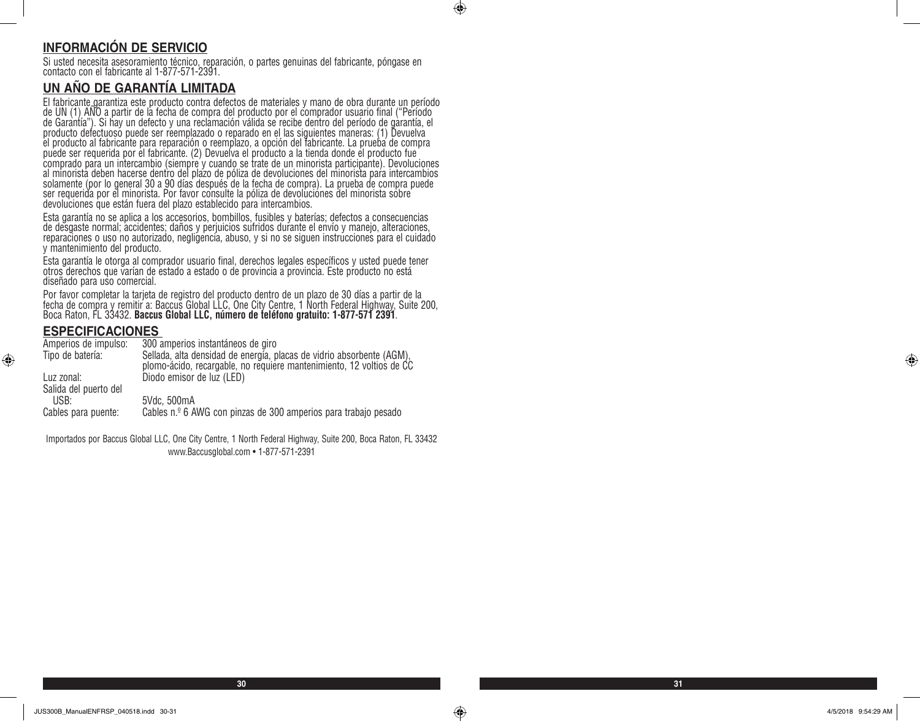## INFORMACIÓN DE SERVICIO

Si usted necesita asesoramiento técnico, reparación, o partes genuinas del fabricante, póngase en contacto con el fabricante al 1-877-571-2391.

## UN AÑO DE GARANTÍA LIMITADA

El fabricante garantiza este producto contra defectos de materiales y mano de obra durante un período de UN (1) AÑO a partir de la fecha de compra del producto por el comprador usuario final ("Período de Garantía"). Si hay un defecto y una reclamación válida se recibe dentro del período de garantía, el producto defectuoso puede ser reemplazado o reparado en el las siguientes maneras: (1) Devuelva el producto al fabricante para reparación o reemplazo, a opción del fabricante. La prueba de compra puede ser requerida por el fabricante. (2) Devuelva el producto a la tienda donde el producto fue comprado para un intercambio (siempre y cuando se trate de un minorista participante). Devoluciones al minorista deben hacerse dentro del plazo de póliza de devoluciones del minorista para intercambios solamente (por lo general 30 a 90 días después de la fecha de compra). La prueba de compra puede ser requerida por el minorista. Por favor consulte la póliza de devoluciones del minorista sobre devoluciones que están fuera del plazo establecido para intercambios.

Esta garantía no se aplica a los accesorios, bombillos, fusibles y baterías; defectos a consecuencias de desgaste normal; accidentes; daños y perjuicios sufridos durante el envío y manejo, alteraciones, reparaciones o uso no autorizado, negligencia, abuso, y si no se siguen instrucciones para el cuidado y mantenimiento del producto.

Esta garantía le otorga al comprador usuario final, derechos legales específicos y usted puede tener otros derechos que varían de estado a estado o de provincia a provincia. Este producto no está diseñado para uso comercial.

Por favor completar la tarjeta de registro del producto dentro de un plazo de 30 días a partir de la fecha de compra y remitir a: Baccus Global LLC, One City Centre, 1 North Federal Highway, Suite 200, Boca Raton, FL 33432. **Baccus Global LLC, número de teléfono gratuito: 1-877-571 2391**.

## ESPECIFICACIONES

| | |
|---|---|
| Amperios de impulso: | 300 amperios instantáneos de giro |
| Tipo de batería: | Sellada, alta densidad de energía, placas de vidrio absorbente (AGM), plomo-ácido, recargable, no requiere mantenimiento, 12 voltios de CC |
| Luz zonal: | Diodo emisor de luz (LED) |
| Salida del puerto del USB: | 5Vdc, 500mA |
| Cables para puente: | Cables n.º 6 AWG con pinzas de 300 amperios para trabajo pesado |

Importados por Baccus Global LLC, One City Centre, 1 North Federal Highway, Suite 200, Boca Raton, FL 33432
www.Baccusglobal.com • 1-877-571-2391